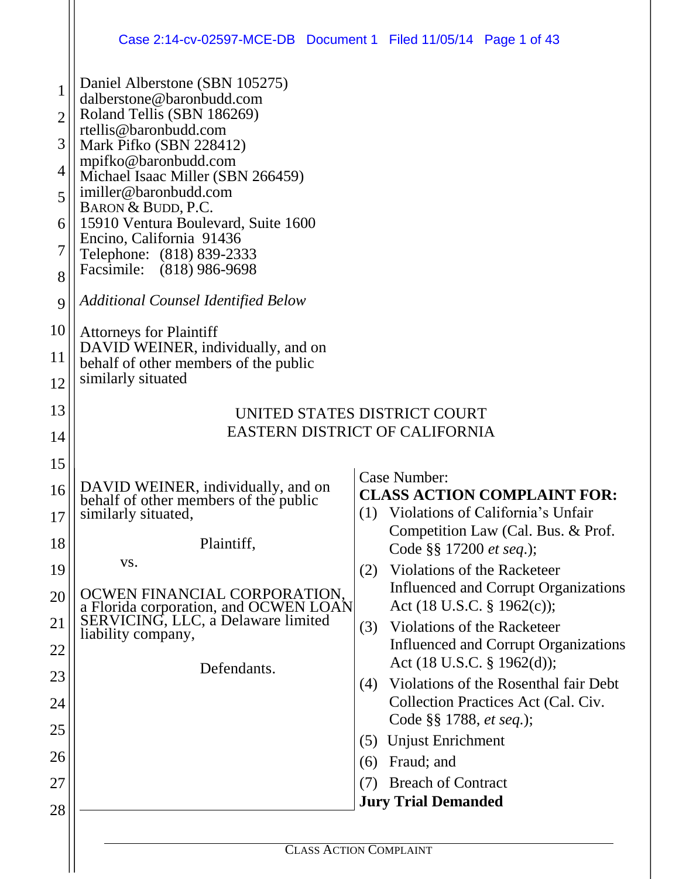Daniel Alberstone (SBN 105275)
dalberstone@baronbudd.com
Roland Tellis (SBN 186269)
rtellis@baronbudd.com
Mark Pifko (SBN 228412)
mpifko@baronbudd.com
Michael Isaac Miller (SBN 266459)
imiller@baronbudd.com
BARON & BUDD, P.C.
15910 Ventura Boulevard, Suite 1600
Encino, California 91436
Telephone: (818) 839-2333
Facsimile: (818) 986-9698

*Additional Counsel Identified Below*

Attorneys for Plaintiff
DAVID WEINER, individually, and on behalf of other members of the public similarly situated

UNITED STATES DISTRICT COURT
EASTERN DISTRICT OF CALIFORNIA

DAVID WEINER, individually, and on behalf of other members of the public similarly situated,

Plaintiff,

vs.

OCWEN FINANCIAL CORPORATION, a Florida corporation, and OCWEN LOAN SERVICING, LLC, a Delaware limited liability company,

Defendants.

Case Number:

**CLASS ACTION COMPLAINT FOR:**

(1) Violations of California's Unfair Competition Law (Cal. Bus. & Prof. Code §§ 17200 *et seq.*);

(2) Violations of the Racketeer Influenced and Corrupt Organizations Act (18 U.S.C. § 1962(c));

(3) Violations of the Racketeer Influenced and Corrupt Organizations Act (18 U.S.C. § 1962(d));

(4) Violations of the Rosenthal fair Debt Collection Practices Act (Cal. Civ. Code §§ 1788, *et seq.*);

(5) Unjust Enrichment

(6) Fraud; and

(7) Breach of Contract

**Jury Trial Demanded**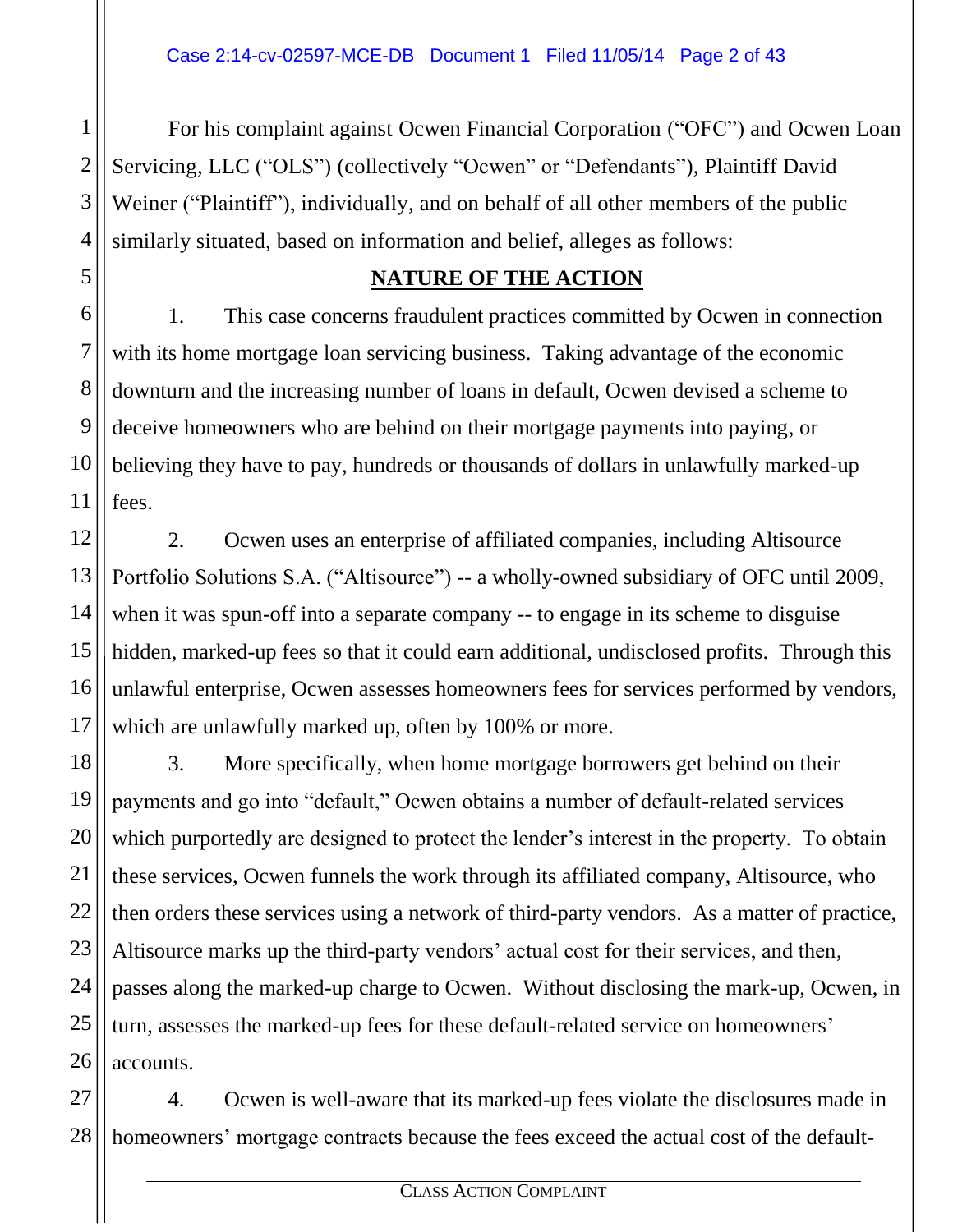For his complaint against Ocwen Financial Corporation ("OFC") and Ocwen Loan Servicing, LLC ("OLS") (collectively "Ocwen" or "Defendants"), Plaintiff David Weiner ("Plaintiff"), individually, and on behalf of all other members of the public similarly situated, based on information and belief, alleges as follows:

## NATURE OF THE ACTION

1. This case concerns fraudulent practices committed by Ocwen in connection with its home mortgage loan servicing business. Taking advantage of the economic downturn and the increasing number of loans in default, Ocwen devised a scheme to deceive homeowners who are behind on their mortgage payments into paying, or believing they have to pay, hundreds or thousands of dollars in unlawfully marked-up fees.

2. Ocwen uses an enterprise of affiliated companies, including Altisource Portfolio Solutions S.A. ("Altisource") -- a wholly-owned subsidiary of OFC until 2009, when it was spun-off into a separate company -- to engage in its scheme to disguise hidden, marked-up fees so that it could earn additional, undisclosed profits. Through this unlawful enterprise, Ocwen assesses homeowners fees for services performed by vendors, which are unlawfully marked up, often by 100% or more.

3. More specifically, when home mortgage borrowers get behind on their payments and go into "default," Ocwen obtains a number of default-related services which purportedly are designed to protect the lender's interest in the property. To obtain these services, Ocwen funnels the work through its affiliated company, Altisource, who then orders these services using a network of third-party vendors. As a matter of practice, Altisource marks up the third-party vendors' actual cost for their services, and then, passes along the marked-up charge to Ocwen. Without disclosing the mark-up, Ocwen, in turn, assesses the marked-up fees for these default-related service on homeowners' accounts.

4. Ocwen is well-aware that its marked-up fees violate the disclosures made in homeowners' mortgage contracts because the fees exceed the actual cost of the default-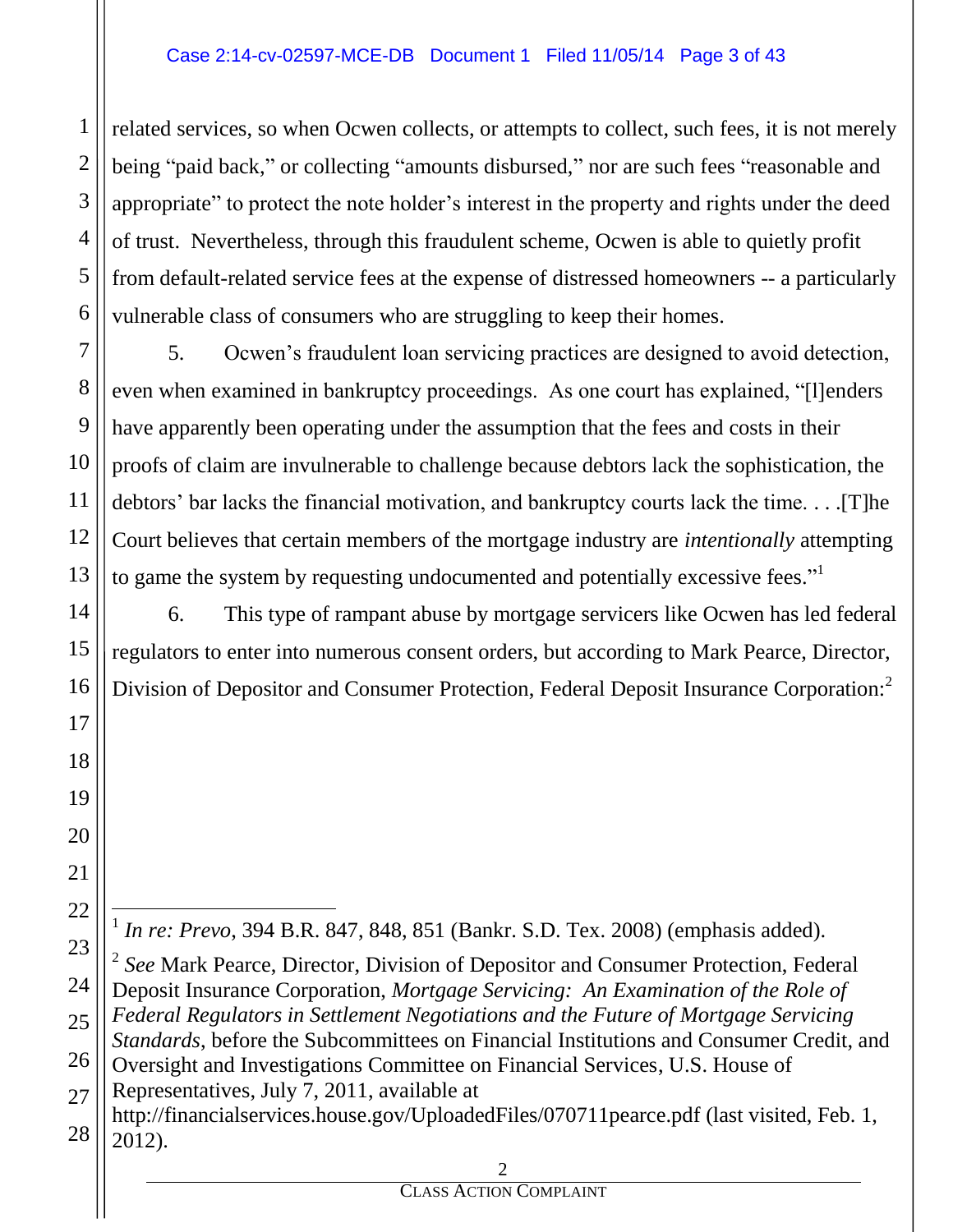related services, so when Ocwen collects, or attempts to collect, such fees, it is not merely being "paid back," or collecting "amounts disbursed," nor are such fees "reasonable and appropriate" to protect the note holder's interest in the property and rights under the deed of trust. Nevertheless, through this fraudulent scheme, Ocwen is able to quietly profit from default-related service fees at the expense of distressed homeowners -- a particularly vulnerable class of consumers who are struggling to keep their homes.

5. Ocwen's fraudulent loan servicing practices are designed to avoid detection, even when examined in bankruptcy proceedings. As one court has explained, "[l]enders have apparently been operating under the assumption that the fees and costs in their proofs of claim are invulnerable to challenge because debtors lack the sophistication, the debtors' bar lacks the financial motivation, and bankruptcy courts lack the time. . . .[T]he Court believes that certain members of the mortgage industry are *intentionally* attempting to game the system by requesting undocumented and potentially excessive fees."[1]

6. This type of rampant abuse by mortgage servicers like Ocwen has led federal regulators to enter into numerous consent orders, but according to Mark Pearce, Director, Division of Depositor and Consumer Protection, Federal Deposit Insurance Corporation:[2]

---

[1] *In re: Prevo*, 394 B.R. 847, 848, 851 (Bankr. S.D. Tex. 2008) (emphasis added).

[2] *See* Mark Pearce, Director, Division of Depositor and Consumer Protection, Federal Deposit Insurance Corporation, *Mortgage Servicing: An Examination of the Role of Federal Regulators in Settlement Negotiations and the Future of Mortgage Servicing Standards*, before the Subcommittees on Financial Institutions and Consumer Credit, and Oversight and Investigations Committee on Financial Services, U.S. House of Representatives, July 7, 2011, available at http://financialservices.house.gov/UploadedFiles/070711pearce.pdf (last visited, Feb. 1, 2012).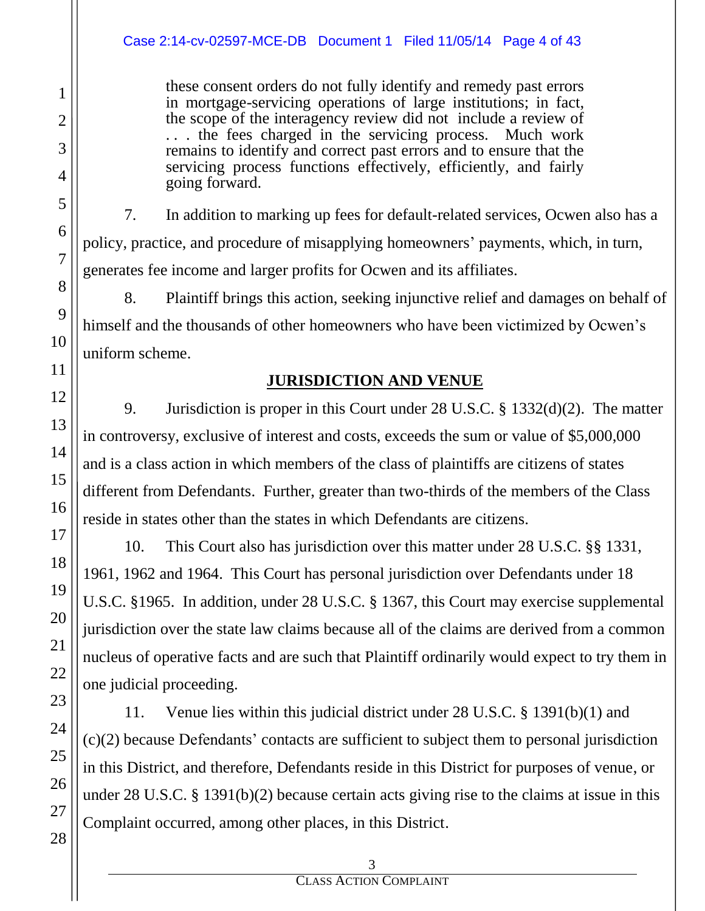> these consent orders do not fully identify and remedy past errors in mortgage-servicing operations of large institutions; in fact, the scope of the interagency review did not include a review of . . . the fees charged in the servicing process. Much work remains to identify and correct past errors and to ensure that the servicing process functions effectively, efficiently, and fairly going forward.

7. In addition to marking up fees for default-related services, Ocwen also has a policy, practice, and procedure of misapplying homeowners' payments, which, in turn, generates fee income and larger profits for Ocwen and its affiliates.

8. Plaintiff brings this action, seeking injunctive relief and damages on behalf of himself and the thousands of other homeowners who have been victimized by Ocwen's uniform scheme.

## JURISDICTION AND VENUE

9. Jurisdiction is proper in this Court under 28 U.S.C. § 1332(d)(2). The matter in controversy, exclusive of interest and costs, exceeds the sum or value of $5,000,000 and is a class action in which members of the class of plaintiffs are citizens of states different from Defendants. Further, greater than two-thirds of the members of the Class reside in states other than the states in which Defendants are citizens.

10. This Court also has jurisdiction over this matter under 28 U.S.C. §§ 1331, 1961, 1962 and 1964. This Court has personal jurisdiction over Defendants under 18 U.S.C. §1965. In addition, under 28 U.S.C. § 1367, this Court may exercise supplemental jurisdiction over the state law claims because all of the claims are derived from a common nucleus of operative facts and are such that Plaintiff ordinarily would expect to try them in one judicial proceeding.

11. Venue lies within this judicial district under 28 U.S.C. § 1391(b)(1) and (c)(2) because Defendants' contacts are sufficient to subject them to personal jurisdiction in this District, and therefore, Defendants reside in this District for purposes of venue, or under 28 U.S.C. § 1391(b)(2) because certain acts giving rise to the claims at issue in this Complaint occurred, among other places, in this District.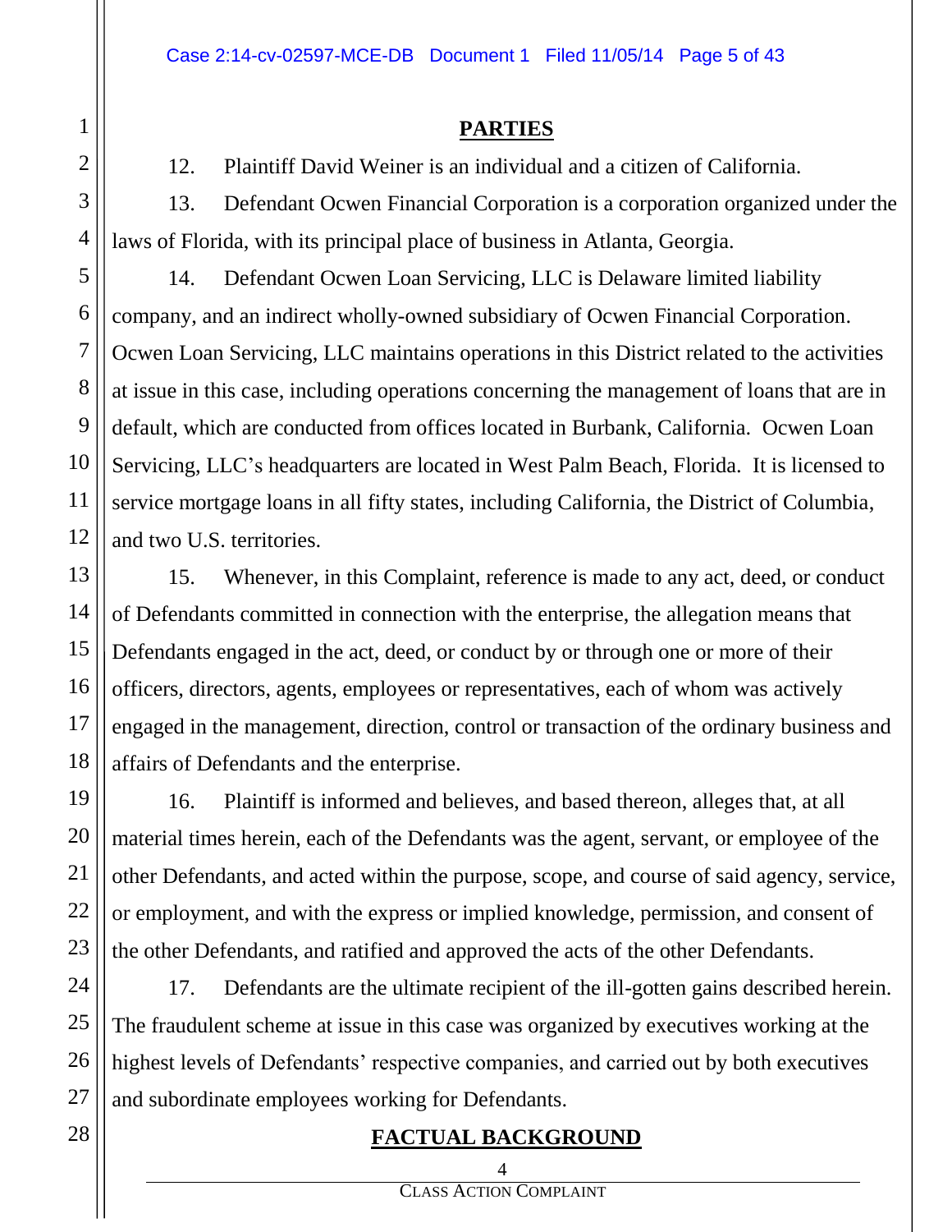## PARTIES

12. Plaintiff David Weiner is an individual and a citizen of California.

13. Defendant Ocwen Financial Corporation is a corporation organized under the laws of Florida, with its principal place of business in Atlanta, Georgia.

14. Defendant Ocwen Loan Servicing, LLC is Delaware limited liability company, and an indirect wholly-owned subsidiary of Ocwen Financial Corporation. Ocwen Loan Servicing, LLC maintains operations in this District related to the activities at issue in this case, including operations concerning the management of loans that are in default, which are conducted from offices located in Burbank, California. Ocwen Loan Servicing, LLC's headquarters are located in West Palm Beach, Florida. It is licensed to service mortgage loans in all fifty states, including California, the District of Columbia, and two U.S. territories.

15. Whenever, in this Complaint, reference is made to any act, deed, or conduct of Defendants committed in connection with the enterprise, the allegation means that Defendants engaged in the act, deed, or conduct by or through one or more of their officers, directors, agents, employees or representatives, each of whom was actively engaged in the management, direction, control or transaction of the ordinary business and affairs of Defendants and the enterprise.

16. Plaintiff is informed and believes, and based thereon, alleges that, at all material times herein, each of the Defendants was the agent, servant, or employee of the other Defendants, and acted within the purpose, scope, and course of said agency, service, or employment, and with the express or implied knowledge, permission, and consent of the other Defendants, and ratified and approved the acts of the other Defendants.

17. Defendants are the ultimate recipient of the ill-gotten gains described herein. The fraudulent scheme at issue in this case was organized by executives working at the highest levels of Defendants' respective companies, and carried out by both executives and subordinate employees working for Defendants.

## FACTUAL BACKGROUND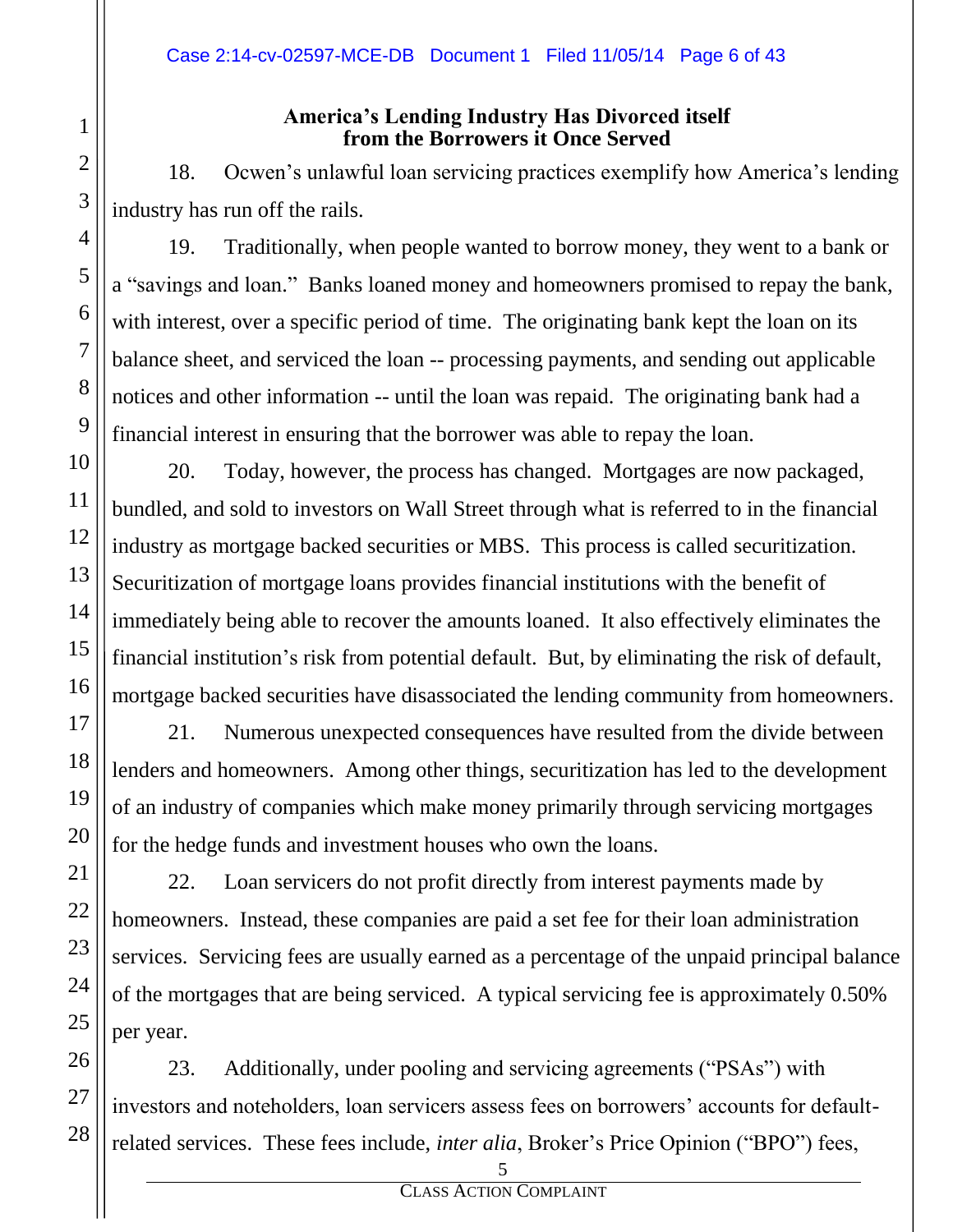## America's Lending Industry Has Divorced itself from the Borrowers it Once Served

18. Ocwen's unlawful loan servicing practices exemplify how America's lending industry has run off the rails.

19. Traditionally, when people wanted to borrow money, they went to a bank or a "savings and loan." Banks loaned money and homeowners promised to repay the bank, with interest, over a specific period of time. The originating bank kept the loan on its balance sheet, and serviced the loan -- processing payments, and sending out applicable notices and other information -- until the loan was repaid. The originating bank had a financial interest in ensuring that the borrower was able to repay the loan.

20. Today, however, the process has changed. Mortgages are now packaged, bundled, and sold to investors on Wall Street through what is referred to in the financial industry as mortgage backed securities or MBS. This process is called securitization. Securitization of mortgage loans provides financial institutions with the benefit of immediately being able to recover the amounts loaned. It also effectively eliminates the financial institution's risk from potential default. But, by eliminating the risk of default, mortgage backed securities have disassociated the lending community from homeowners.

21. Numerous unexpected consequences have resulted from the divide between lenders and homeowners. Among other things, securitization has led to the development of an industry of companies which make money primarily through servicing mortgages for the hedge funds and investment houses who own the loans.

22. Loan servicers do not profit directly from interest payments made by homeowners. Instead, these companies are paid a set fee for their loan administration services. Servicing fees are usually earned as a percentage of the unpaid principal balance of the mortgages that are being serviced. A typical servicing fee is approximately 0.50% per year.

23. Additionally, under pooling and servicing agreements ("PSAs") with investors and noteholders, loan servicers assess fees on borrowers' accounts for default-related services. These fees include, *inter alia*, Broker's Price Opinion ("BPO") fees,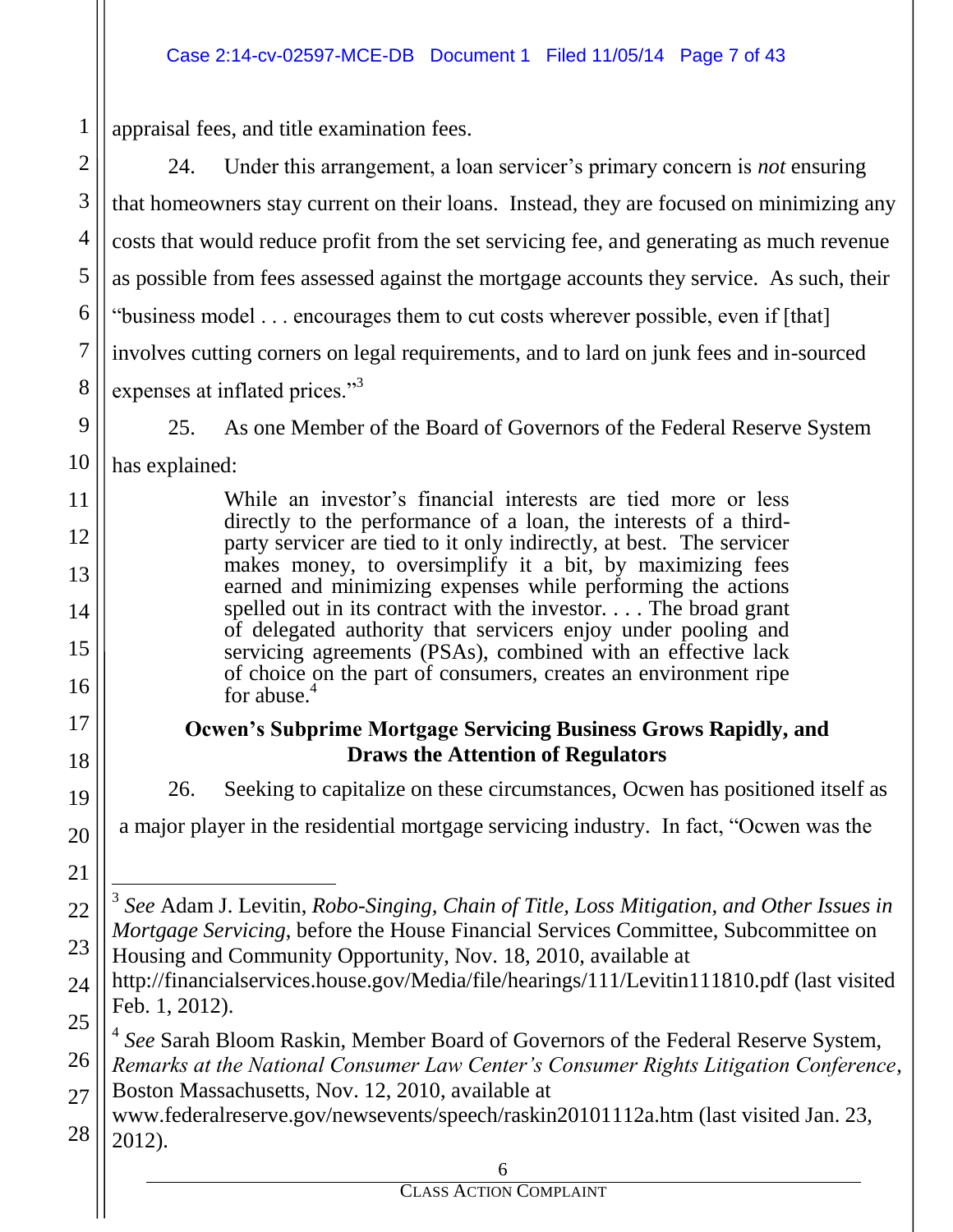appraisal fees, and title examination fees.

24. Under this arrangement, a loan servicer's primary concern is *not* ensuring that homeowners stay current on their loans. Instead, they are focused on minimizing any costs that would reduce profit from the set servicing fee, and generating as much revenue as possible from fees assessed against the mortgage accounts they service. As such, their "business model . . . encourages them to cut costs wherever possible, even if [that] involves cutting corners on legal requirements, and to lard on junk fees and in-sourced expenses at inflated prices."[3]

25. As one Member of the Board of Governors of the Federal Reserve System has explained:

> While an investor's financial interests are tied more or less directly to the performance of a loan, the interests of a third-party servicer are tied to it only indirectly, at best. The servicer makes money, to oversimplify it a bit, by maximizing fees earned and minimizing expenses while performing the actions spelled out in its contract with the investor. . . . The broad grant of delegated authority that servicers enjoy under pooling and servicing agreements (PSAs), combined with an effective lack of choice on the part of consumers, creates an environment ripe for abuse.[4]

**Ocwen's Subprime Mortgage Servicing Business Grows Rapidly, and Draws the Attention of Regulators**

26. Seeking to capitalize on these circumstances, Ocwen has positioned itself as a major player in the residential mortgage servicing industry. In fact, "Ocwen was the

---

[3] *See* Adam J. Levitin, *Robo-Singing, Chain of Title, Loss Mitigation, and Other Issues in Mortgage Servicing*, before the House Financial Services Committee, Subcommittee on Housing and Community Opportunity, Nov. 18, 2010, available at http://financialservices.house.gov/Media/file/hearings/111/Levitin111810.pdf (last visited Feb. 1, 2012).

[4] *See* Sarah Bloom Raskin, Member Board of Governors of the Federal Reserve System, *Remarks at the National Consumer Law Center's Consumer Rights Litigation Conference*, Boston Massachusetts, Nov. 12, 2010, available at www.federalreserve.gov/newsevents/speech/raskin20101112a.htm (last visited Jan. 23, 2012).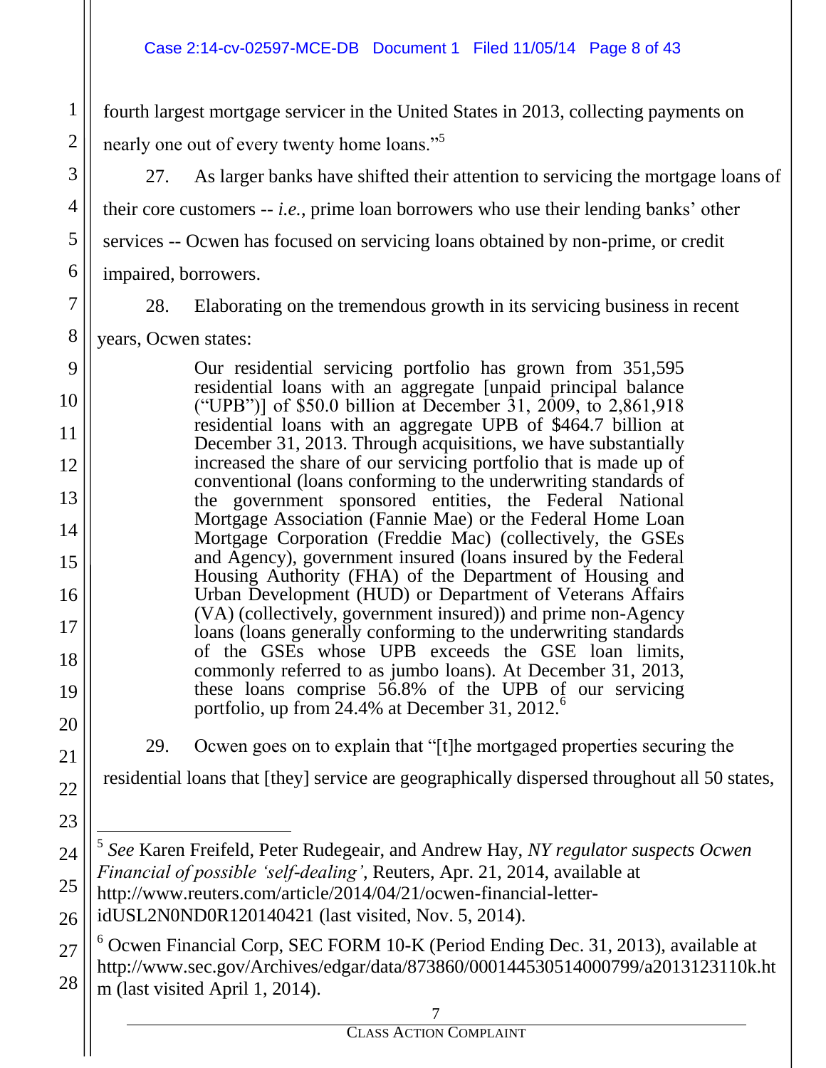fourth largest mortgage servicer in the United States in 2013, collecting payments on nearly one out of every twenty home loans."[5]

27. As larger banks have shifted their attention to servicing the mortgage loans of their core customers -- *i.e.*, prime loan borrowers who use their lending banks' other services -- Ocwen has focused on servicing loans obtained by non-prime, or credit impaired, borrowers.

28. Elaborating on the tremendous growth in its servicing business in recent years, Ocwen states:

> Our residential servicing portfolio has grown from 351,595 residential loans with an aggregate [unpaid principal balance ("UPB")] of $50.0 billion at December 31, 2009, to 2,861,918 residential loans with an aggregate UPB of $464.7 billion at December 31, 2013. Through acquisitions, we have substantially increased the share of our servicing portfolio that is made up of conventional (loans conforming to the underwriting standards of the government sponsored entities, the Federal National Mortgage Association (Fannie Mae) or the Federal Home Loan Mortgage Corporation (Freddie Mac) (collectively, the GSEs and Agency), government insured (loans insured by the Federal Housing Authority (FHA) of the Department of Housing and Urban Development (HUD) or Department of Veterans Affairs (VA) (collectively, government insured)) and prime non-Agency loans (loans generally conforming to the underwriting standards of the GSEs whose UPB exceeds the GSE loan limits, commonly referred to as jumbo loans). At December 31, 2013, these loans comprise 56.8% of the UPB of our servicing portfolio, up from 24.4% at December 31, 2012.[6]

29. Ocwen goes on to explain that "[t]he mortgaged properties securing the residential loans that [they] service are geographically dispersed throughout all 50 states,

---

[5] *See* Karen Freifeld, Peter Rudegeair, and Andrew Hay, *NY regulator suspects Ocwen Financial of possible 'self-dealing'*, Reuters, Apr. 21, 2014, available at http://www.reuters.com/article/2014/04/21/ocwen-financial-letter-idUSL2N0ND0R120140421 (last visited, Nov. 5, 2014).

[6] Ocwen Financial Corp, SEC FORM 10-K (Period Ending Dec. 31, 2013), available at http://www.sec.gov/Archives/edgar/data/873860/000144530514000799/a2013123110k.htm (last visited April 1, 2014).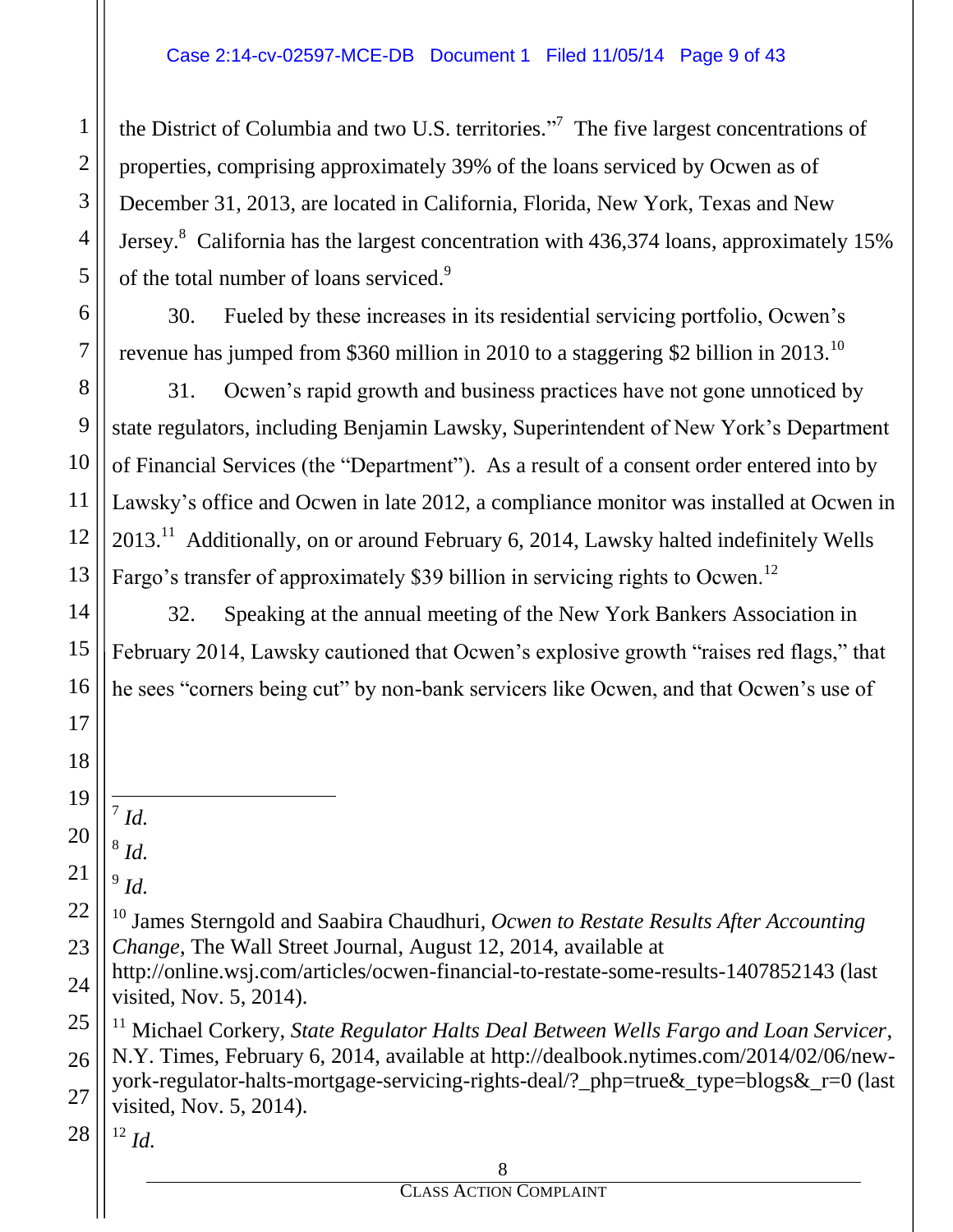the District of Columbia and two U.S. territories."[7] The five largest concentrations of properties, comprising approximately 39% of the loans serviced by Ocwen as of December 31, 2013, are located in California, Florida, New York, Texas and New Jersey.[8] California has the largest concentration with 436,374 loans, approximately 15% of the total number of loans serviced.[9]

30. Fueled by these increases in its residential servicing portfolio, Ocwen's revenue has jumped from $360 million in 2010 to a staggering $2 billion in 2013.[10]

31. Ocwen's rapid growth and business practices have not gone unnoticed by state regulators, including Benjamin Lawsky, Superintendent of New York's Department of Financial Services (the "Department"). As a result of a consent order entered into by Lawsky's office and Ocwen in late 2012, a compliance monitor was installed at Ocwen in 2013.[11] Additionally, on or around February 6, 2014, Lawsky halted indefinitely Wells Fargo's transfer of approximately $39 billion in servicing rights to Ocwen.[12]

32. Speaking at the annual meeting of the New York Bankers Association in February 2014, Lawsky cautioned that Ocwen's explosive growth "raises red flags," that he sees "corners being cut" by non-bank servicers like Ocwen, and that Ocwen's use of

---

[7] *Id.*

[8] *Id.*

[9] *Id.*

[10] James Sterngold and Saabira Chaudhuri, *Ocwen to Restate Results After Accounting Change*, The Wall Street Journal, August 12, 2014, available at http://online.wsj.com/articles/ocwen-financial-to-restate-some-results-1407852143 (last visited, Nov. 5, 2014).

[11] Michael Corkery, *State Regulator Halts Deal Between Wells Fargo and Loan Servicer*, N.Y. Times, February 6, 2014, available at http://dealbook.nytimes.com/2014/02/06/new-york-regulator-halts-mortgage-servicing-rights-deal/?_php=true&_type=blogs&_r=0 (last visited, Nov. 5, 2014).

[12] *Id.*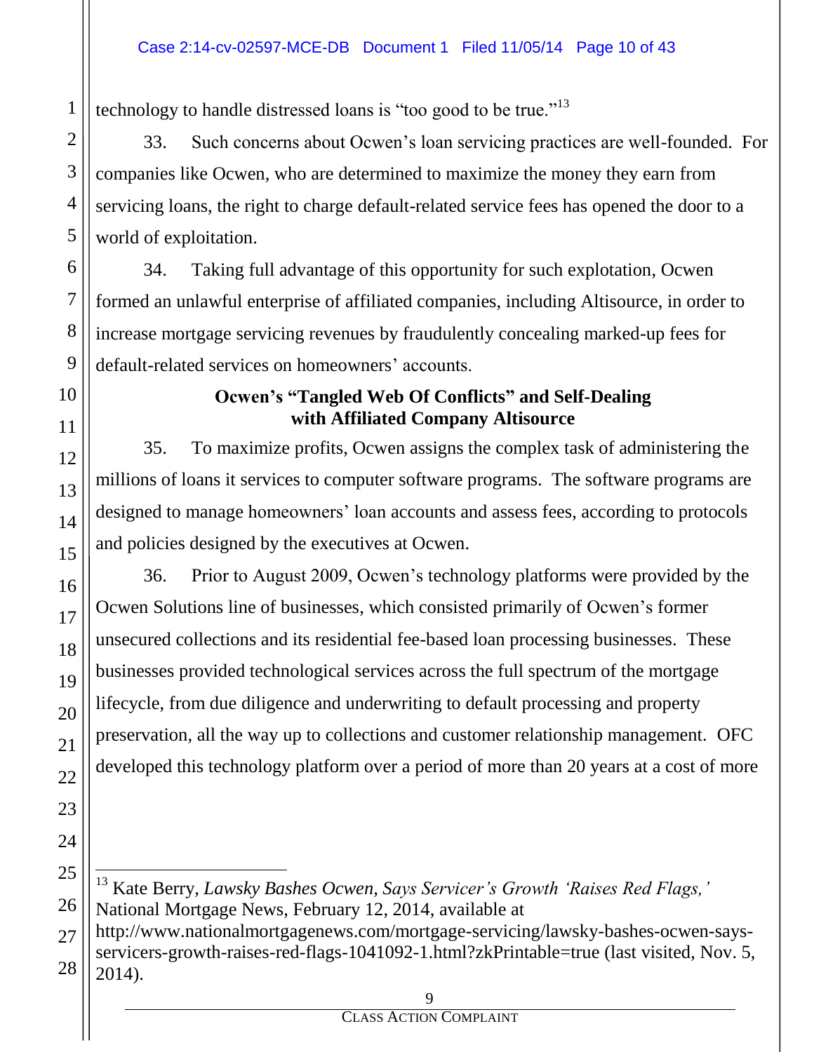technology to handle distressed loans is "too good to be true."[13]

33. Such concerns about Ocwen's loan servicing practices are well-founded. For companies like Ocwen, who are determined to maximize the money they earn from servicing loans, the right to charge default-related service fees has opened the door to a world of exploitation.

34. Taking full advantage of this opportunity for such explotation, Ocwen formed an unlawful enterprise of affiliated companies, including Altisource, in order to increase mortgage servicing revenues by fraudulently concealing marked-up fees for default-related services on homeowners' accounts.

**Ocwen's "Tangled Web Of Conflicts" and Self-Dealing with Affiliated Company Altisource**

35. To maximize profits, Ocwen assigns the complex task of administering the millions of loans it services to computer software programs. The software programs are designed to manage homeowners' loan accounts and assess fees, according to protocols and policies designed by the executives at Ocwen.

36. Prior to August 2009, Ocwen's technology platforms were provided by the Ocwen Solutions line of businesses, which consisted primarily of Ocwen's former unsecured collections and its residential fee-based loan processing businesses. These businesses provided technological services across the full spectrum of the mortgage lifecycle, from due diligence and underwriting to default processing and property preservation, all the way up to collections and customer relationship management. OFC developed this technology platform over a period of more than 20 years at a cost of more

---

[13] Kate Berry, *Lawsky Bashes Ocwen, Says Servicer's Growth 'Raises Red Flags,'* National Mortgage News, February 12, 2014, available at http://www.nationalmortgagenews.com/mortgage-servicing/lawsky-bashes-ocwen-says-servicers-growth-raises-red-flags-1041092-1.html?zkPrintable=true (last visited, Nov. 5, 2014).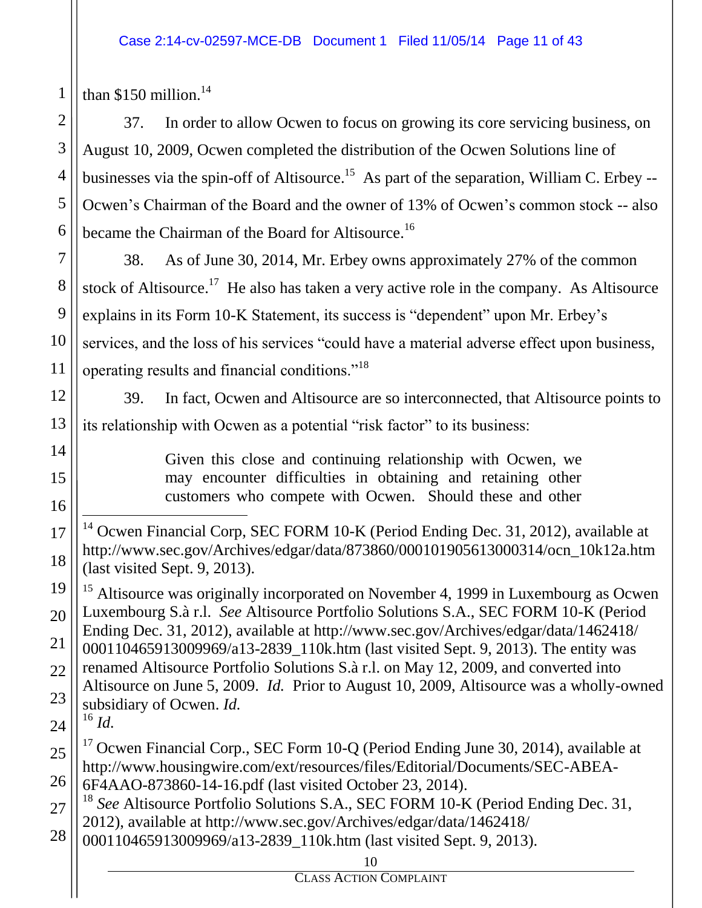than $150 million.[14]

37. In order to allow Ocwen to focus on growing its core servicing business, on August 10, 2009, Ocwen completed the distribution of the Ocwen Solutions line of businesses via the spin-off of Altisource.[15] As part of the separation, William C. Erbey -- Ocwen's Chairman of the Board and the owner of 13% of Ocwen's common stock -- also became the Chairman of the Board for Altisource.[16]

38. As of June 30, 2014, Mr. Erbey owns approximately 27% of the common stock of Altisource.[17] He also has taken a very active role in the company. As Altisource explains in its Form 10-K Statement, its success is "dependent" upon Mr. Erbey's services, and the loss of his services "could have a material adverse effect upon business, operating results and financial conditions."[18]

39. In fact, Ocwen and Altisource are so interconnected, that Altisource points to its relationship with Ocwen as a potential "risk factor" to its business:

> Given this close and continuing relationship with Ocwen, we may encounter difficulties in obtaining and retaining other customers who compete with Ocwen. Should these and other

---

[14] Ocwen Financial Corp, SEC FORM 10-K (Period Ending Dec. 31, 2012), available at http://www.sec.gov/Archives/edgar/data/873860/000101905613000314/ocn_10k12a.htm (last visited Sept. 9, 2013).

[15] Altisource was originally incorporated on November 4, 1999 in Luxembourg as Ocwen Luxembourg S.à r.l. *See* Altisource Portfolio Solutions S.A., SEC FORM 10-K (Period Ending Dec. 31, 2012), available at http://www.sec.gov/Archives/edgar/data/1462418/000110465913009969/a13-2839_110k.htm (last visited Sept. 9, 2013). The entity was renamed Altisource Portfolio Solutions S.à r.l. on May 12, 2009, and converted into Altisource on June 5, 2009. *Id.* Prior to August 10, 2009, Altisource was a wholly-owned subsidiary of Ocwen. *Id.*

[16] *Id.*

[17] Ocwen Financial Corp., SEC Form 10-Q (Period Ending June 30, 2014), available at http://www.housingwire.com/ext/resources/files/Editorial/Documents/SEC-ABEA-6F4AAO-873860-14-16.pdf (last visited October 23, 2014).

[18] *See* Altisource Portfolio Solutions S.A., SEC FORM 10-K (Period Ending Dec. 31, 2012), available at http://www.sec.gov/Archives/edgar/data/1462418/000110465913009969/a13-2839_110k.htm (last visited Sept. 9, 2013).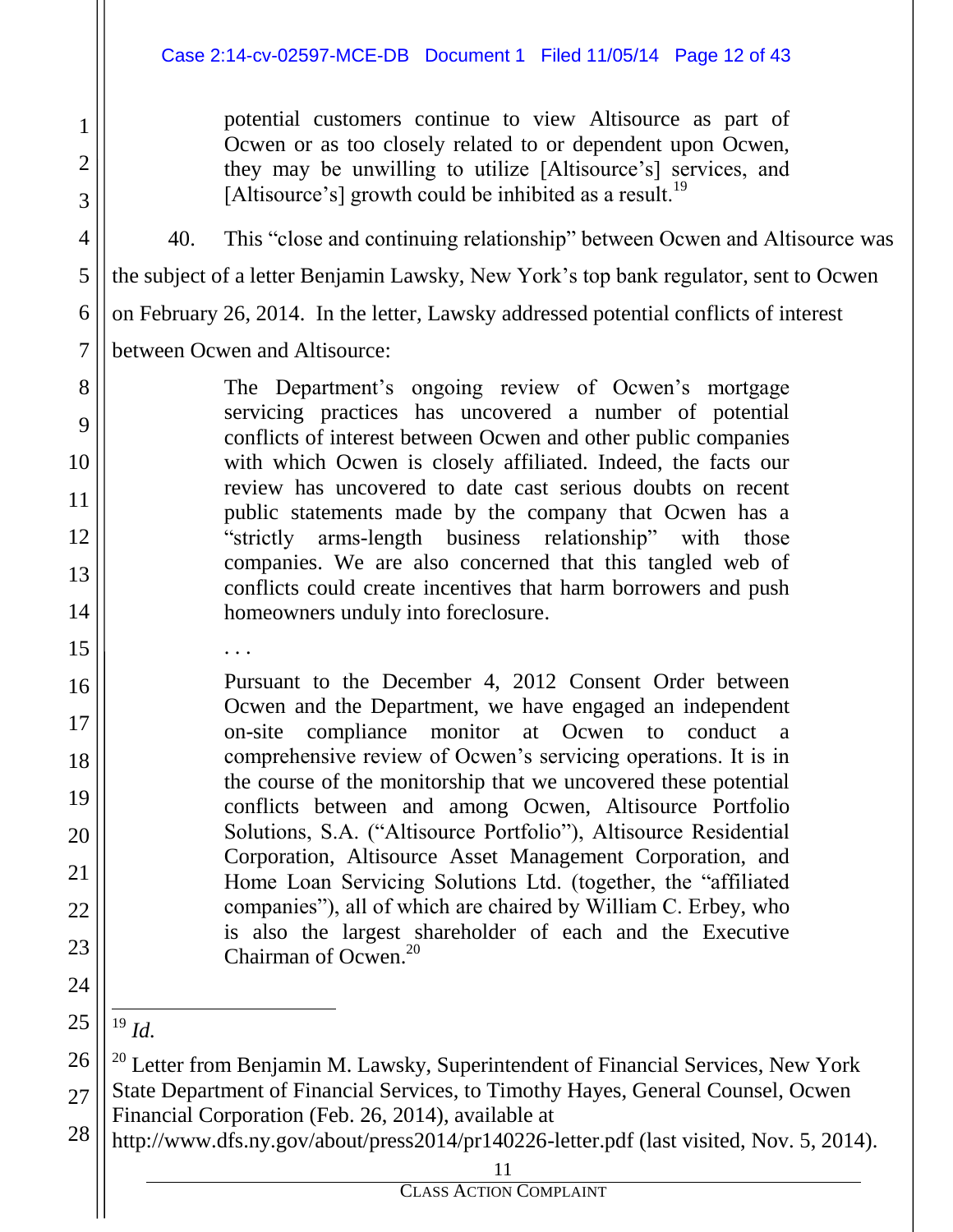> potential customers continue to view Altisource as part of Ocwen or as too closely related to or dependent upon Ocwen, they may be unwilling to utilize [Altisource's] services, and [Altisource's] growth could be inhibited as a result.[19]

40. This "close and continuing relationship" between Ocwen and Altisource was the subject of a letter Benjamin Lawsky, New York's top bank regulator, sent to Ocwen on February 26, 2014. In the letter, Lawsky addressed potential conflicts of interest between Ocwen and Altisource:

> The Department's ongoing review of Ocwen's mortgage servicing practices has uncovered a number of potential conflicts of interest between Ocwen and other public companies with which Ocwen is closely affiliated. Indeed, the facts our review has uncovered to date cast serious doubts on recent public statements made by the company that Ocwen has a "strictly arms-length business relationship" with those companies. We are also concerned that this tangled web of conflicts could create incentives that harm borrowers and push homeowners unduly into foreclosure.
>
> . . .
>
> Pursuant to the December 4, 2012 Consent Order between Ocwen and the Department, we have engaged an independent on-site compliance monitor at Ocwen to conduct a comprehensive review of Ocwen's servicing operations. It is in the course of the monitorship that we uncovered these potential conflicts between and among Ocwen, Altisource Portfolio Solutions, S.A. ("Altisource Portfolio"), Altisource Residential Corporation, Altisource Asset Management Corporation, and Home Loan Servicing Solutions Ltd. (together, the "affiliated companies"), all of which are chaired by William C. Erbey, who is also the largest shareholder of each and the Executive Chairman of Ocwen.[20]

---

[19] *Id.*

[20] Letter from Benjamin M. Lawsky, Superintendent of Financial Services, New York State Department of Financial Services, to Timothy Hayes, General Counsel, Ocwen Financial Corporation (Feb. 26, 2014), available at http://www.dfs.ny.gov/about/press2014/pr140226-letter.pdf (last visited, Nov. 5, 2014).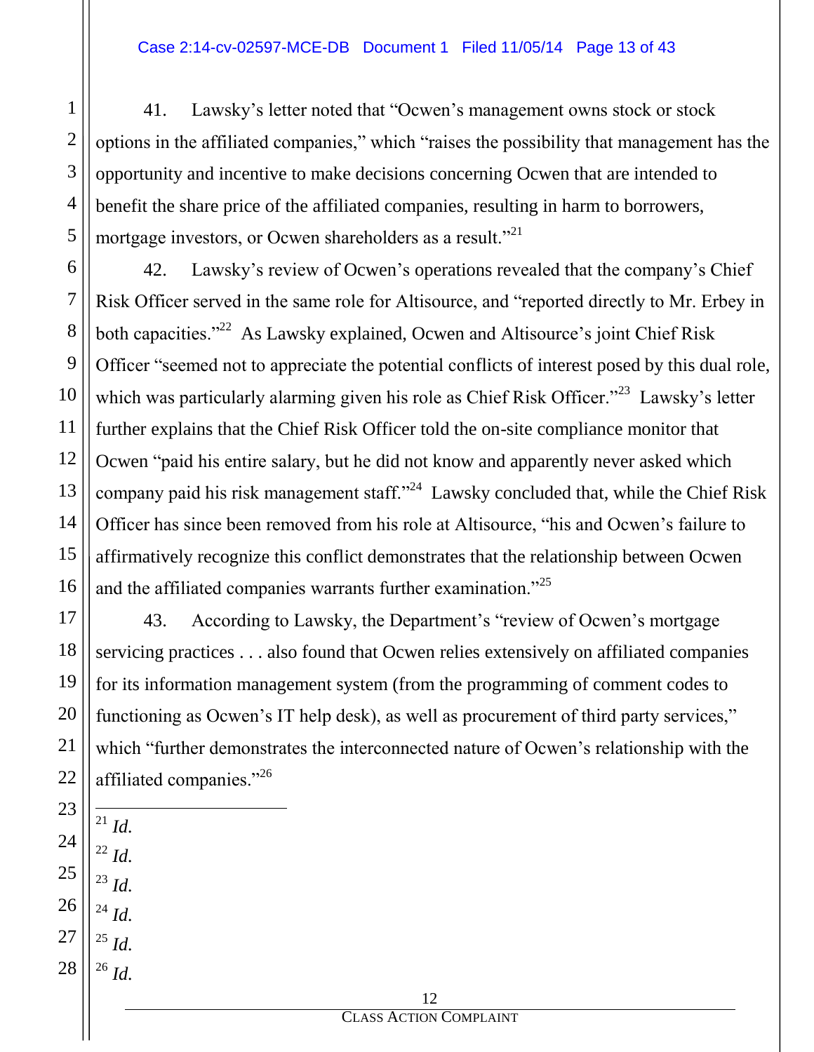41. Lawsky's letter noted that "Ocwen's management owns stock or stock options in the affiliated companies," which "raises the possibility that management has the opportunity and incentive to make decisions concerning Ocwen that are intended to benefit the share price of the affiliated companies, resulting in harm to borrowers, mortgage investors, or Ocwen shareholders as a result."[21]

42. Lawsky's review of Ocwen's operations revealed that the company's Chief Risk Officer served in the same role for Altisource, and "reported directly to Mr. Erbey in both capacities."[22] As Lawsky explained, Ocwen and Altisource's joint Chief Risk Officer "seemed not to appreciate the potential conflicts of interest posed by this dual role, which was particularly alarming given his role as Chief Risk Officer."[23] Lawsky's letter further explains that the Chief Risk Officer told the on-site compliance monitor that Ocwen "paid his entire salary, but he did not know and apparently never asked which company paid his risk management staff."[24] Lawsky concluded that, while the Chief Risk Officer has since been removed from his role at Altisource, "his and Ocwen's failure to affirmatively recognize this conflict demonstrates that the relationship between Ocwen and the affiliated companies warrants further examination."[25]

43. According to Lawsky, the Department's "review of Ocwen's mortgage servicing practices . . . also found that Ocwen relies extensively on affiliated companies for its information management system (from the programming of comment codes to functioning as Ocwen's IT help desk), as well as procurement of third party services," which "further demonstrates the interconnected nature of Ocwen's relationship with the affiliated companies."[26]

---

[21] *Id.*

[22] *Id.*

[23] *Id.*

[24] *Id.*

[25] *Id.*

[26] *Id.*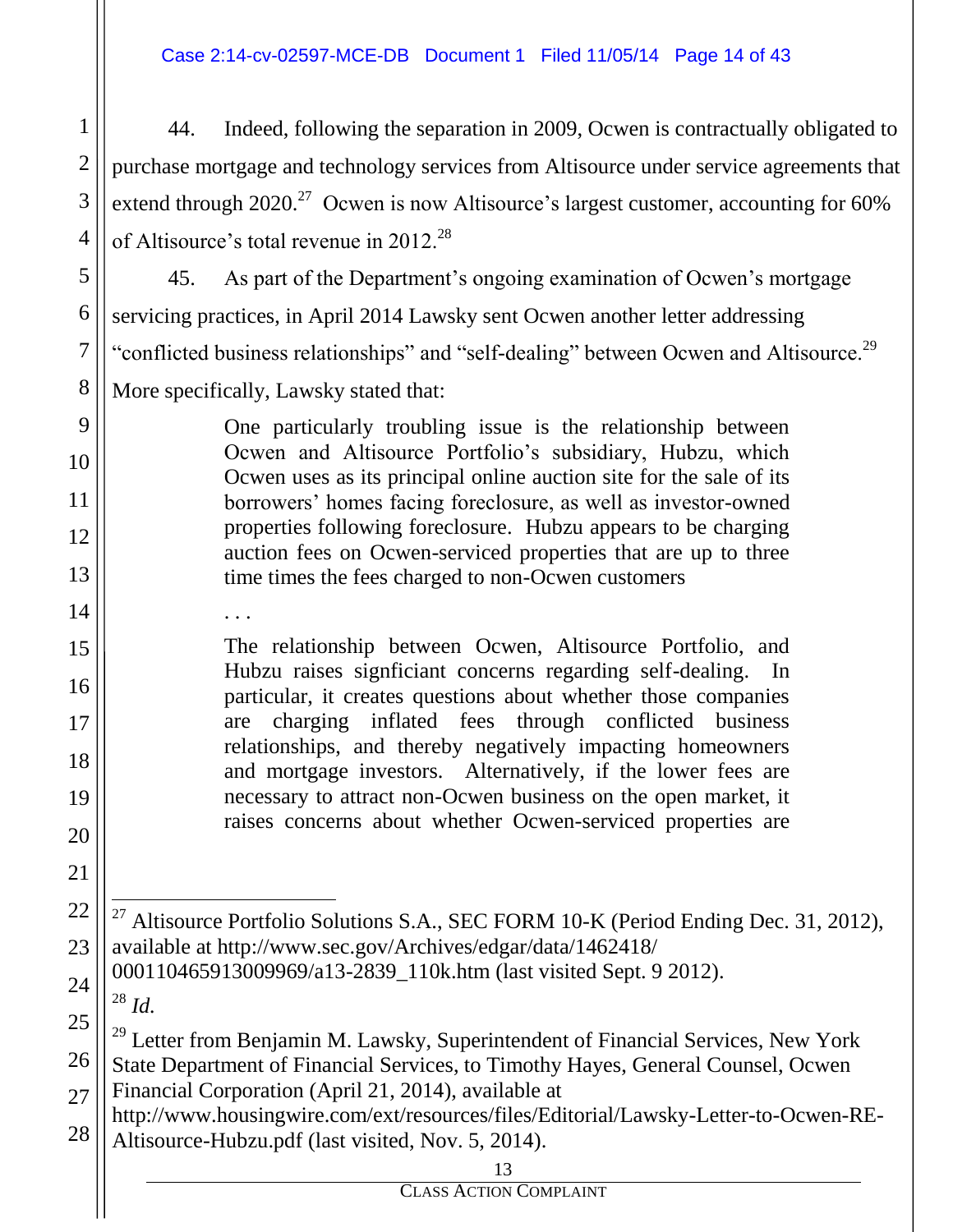44. Indeed, following the separation in 2009, Ocwen is contractually obligated to purchase mortgage and technology services from Altisource under service agreements that extend through 2020.[27] Ocwen is now Altisource's largest customer, accounting for 60% of Altisource's total revenue in 2012.[28]

45. As part of the Department's ongoing examination of Ocwen's mortgage servicing practices, in April 2014 Lawsky sent Ocwen another letter addressing "conflicted business relationships" and "self-dealing" between Ocwen and Altisource.[29] More specifically, Lawsky stated that:

> One particularly troubling issue is the relationship between Ocwen and Altisource Portfolio's subsidiary, Hubzu, which Ocwen uses as its principal online auction site for the sale of its borrowers' homes facing foreclosure, as well as investor-owned properties following foreclosure. Hubzu appears to be charging auction fees on Ocwen-serviced properties that are up to three time times the fees charged to non-Ocwen customers
>
> . . .
>
> The relationship between Ocwen, Altisource Portfolio, and Hubzu raises signficiant concerns regarding self-dealing. In particular, it creates questions about whether those companies are charging inflated fees through conflicted business relationships, and thereby negatively impacting homeowners and mortgage investors. Alternatively, if the lower fees are necessary to attract non-Ocwen business on the open market, it raises concerns about whether Ocwen-serviced properties are

---

[27] Altisource Portfolio Solutions S.A., SEC FORM 10-K (Period Ending Dec. 31, 2012), available at http://www.sec.gov/Archives/edgar/data/1462418/000110465913009969/a13-2839_110k.htm (last visited Sept. 9 2012).

[28] *Id.*

[29] Letter from Benjamin M. Lawsky, Superintendent of Financial Services, New York State Department of Financial Services, to Timothy Hayes, General Counsel, Ocwen Financial Corporation (April 21, 2014), available at http://www.housingwire.com/ext/resources/files/Editorial/Lawsky-Letter-to-Ocwen-RE-Altisource-Hubzu.pdf (last visited, Nov. 5, 2014).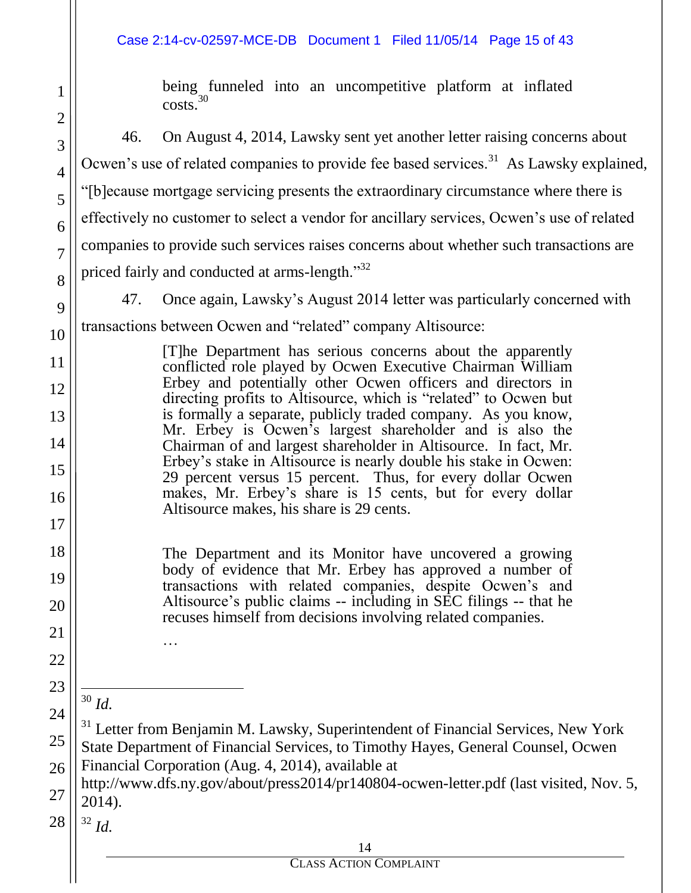being funneled into an uncompetitive platform at inflated costs.[30]

46. On August 4, 2014, Lawsky sent yet another letter raising concerns about Ocwen's use of related companies to provide fee based services.[31] As Lawsky explained, "[b]ecause mortgage servicing presents the extraordinary circumstance where there is effectively no customer to select a vendor for ancillary services, Ocwen's use of related companies to provide such services raises concerns about whether such transactions are priced fairly and conducted at arms-length."[32]

47. Once again, Lawsky's August 2014 letter was particularly concerned with transactions between Ocwen and "related" company Altisource:

> [T]he Department has serious concerns about the apparently conflicted role played by Ocwen Executive Chairman William Erbey and potentially other Ocwen officers and directors in directing profits to Altisource, which is "related" to Ocwen but is formally a separate, publicly traded company. As you know, Mr. Erbey is Ocwen's largest shareholder and is also the Chairman of and largest shareholder in Altisource. In fact, Mr. Erbey's stake in Altisource is nearly double his stake in Ocwen: 29 percent versus 15 percent. Thus, for every dollar Ocwen makes, Mr. Erbey's share is 15 cents, but for every dollar Altisource makes, his share is 29 cents.
>
> The Department and its Monitor have uncovered a growing body of evidence that Mr. Erbey has approved a number of transactions with related companies, despite Ocwen's and Altisource's public claims -- including in SEC filings -- that he recuses himself from decisions involving related companies.
>
> …

---

[30] *Id.*

[31] Letter from Benjamin M. Lawsky, Superintendent of Financial Services, New York State Department of Financial Services, to Timothy Hayes, General Counsel, Ocwen Financial Corporation (Aug. 4, 2014), available at http://www.dfs.ny.gov/about/press2014/pr140804-ocwen-letter.pdf (last visited, Nov. 5, 2014).

[32] *Id.*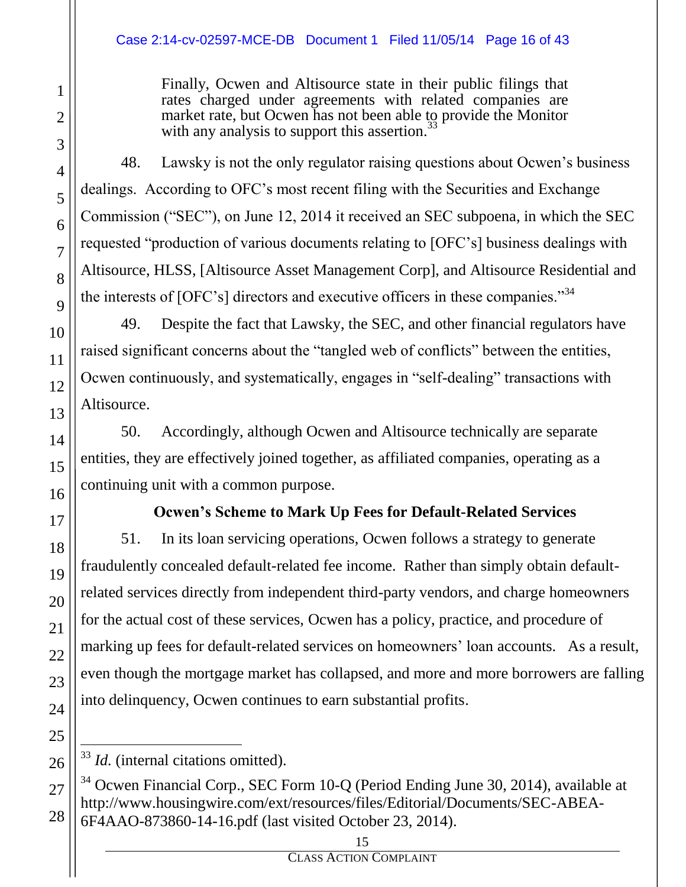> Finally, Ocwen and Altisource state in their public filings that rates charged under agreements with related companies are market rate, but Ocwen has not been able to provide the Monitor with any analysis to support this assertion.[33]

48. Lawsky is not the only regulator raising questions about Ocwen's business dealings. According to OFC's most recent filing with the Securities and Exchange Commission ("SEC"), on June 12, 2014 it received an SEC subpoena, in which the SEC requested "production of various documents relating to [OFC's] business dealings with Altisource, HLSS, [Altisource Asset Management Corp], and Altisource Residential and the interests of [OFC's] directors and executive officers in these companies."[34]

49. Despite the fact that Lawsky, the SEC, and other financial regulators have raised significant concerns about the "tangled web of conflicts" between the entities, Ocwen continuously, and systematically, engages in "self-dealing" transactions with Altisource.

50. Accordingly, although Ocwen and Altisource technically are separate entities, they are effectively joined together, as affiliated companies, operating as a continuing unit with a common purpose.

### Ocwen's Scheme to Mark Up Fees for Default-Related Services

51. In its loan servicing operations, Ocwen follows a strategy to generate fraudulently concealed default-related fee income. Rather than simply obtain default-related services directly from independent third-party vendors, and charge homeowners for the actual cost of these services, Ocwen has a policy, practice, and procedure of marking up fees for default-related services on homeowners' loan accounts. As a result, even though the mortgage market has collapsed, and more and more borrowers are falling into delinquency, Ocwen continues to earn substantial profits.

---

[33] *Id.* (internal citations omitted).

[34] Ocwen Financial Corp., SEC Form 10-Q (Period Ending June 30, 2014), available at http://www.housingwire.com/ext/resources/files/Editorial/Documents/SEC-ABEA-6F4AAO-873860-14-16.pdf (last visited October 23, 2014).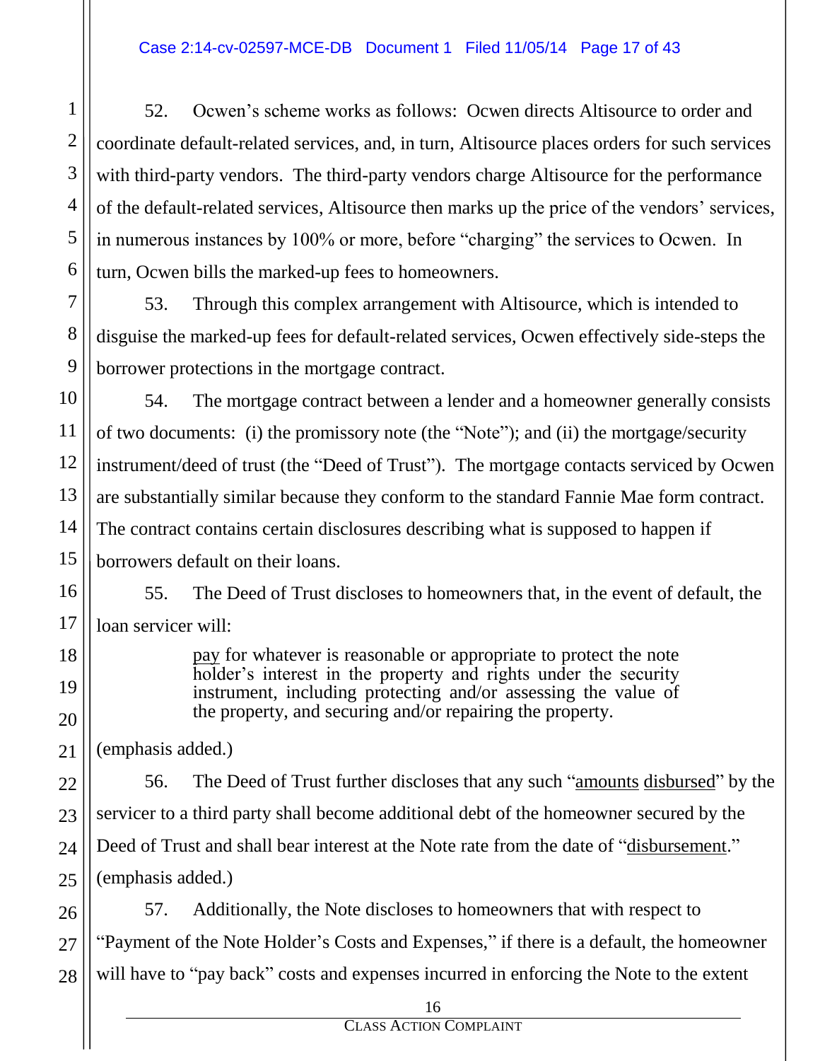52. Ocwen's scheme works as follows: Ocwen directs Altisource to order and coordinate default-related services, and, in turn, Altisource places orders for such services with third-party vendors. The third-party vendors charge Altisource for the performance of the default-related services, Altisource then marks up the price of the vendors' services, in numerous instances by 100% or more, before "charging" the services to Ocwen. In turn, Ocwen bills the marked-up fees to homeowners.

53. Through this complex arrangement with Altisource, which is intended to disguise the marked-up fees for default-related services, Ocwen effectively side-steps the borrower protections in the mortgage contract.

54. The mortgage contract between a lender and a homeowner generally consists of two documents: (i) the promissory note (the "Note"); and (ii) the mortgage/security instrument/deed of trust (the "Deed of Trust"). The mortgage contacts serviced by Ocwen are substantially similar because they conform to the standard Fannie Mae form contract. The contract contains certain disclosures describing what is supposed to happen if borrowers default on their loans.

55. The Deed of Trust discloses to homeowners that, in the event of default, the loan servicer will:

> <u>pay</u> for whatever is reasonable or appropriate to protect the note holder's interest in the property and rights under the security instrument, including protecting and/or assessing the value of the property, and securing and/or repairing the property.

(emphasis added.)

56. The Deed of Trust further discloses that any such "<u>amounts</u> <u>disbursed</u>" by the servicer to a third party shall become additional debt of the homeowner secured by the Deed of Trust and shall bear interest at the Note rate from the date of "<u>disbursement</u>." (emphasis added.)

57. Additionally, the Note discloses to homeowners that with respect to "Payment of the Note Holder's Costs and Expenses," if there is a default, the homeowner will have to "pay back" costs and expenses incurred in enforcing the Note to the extent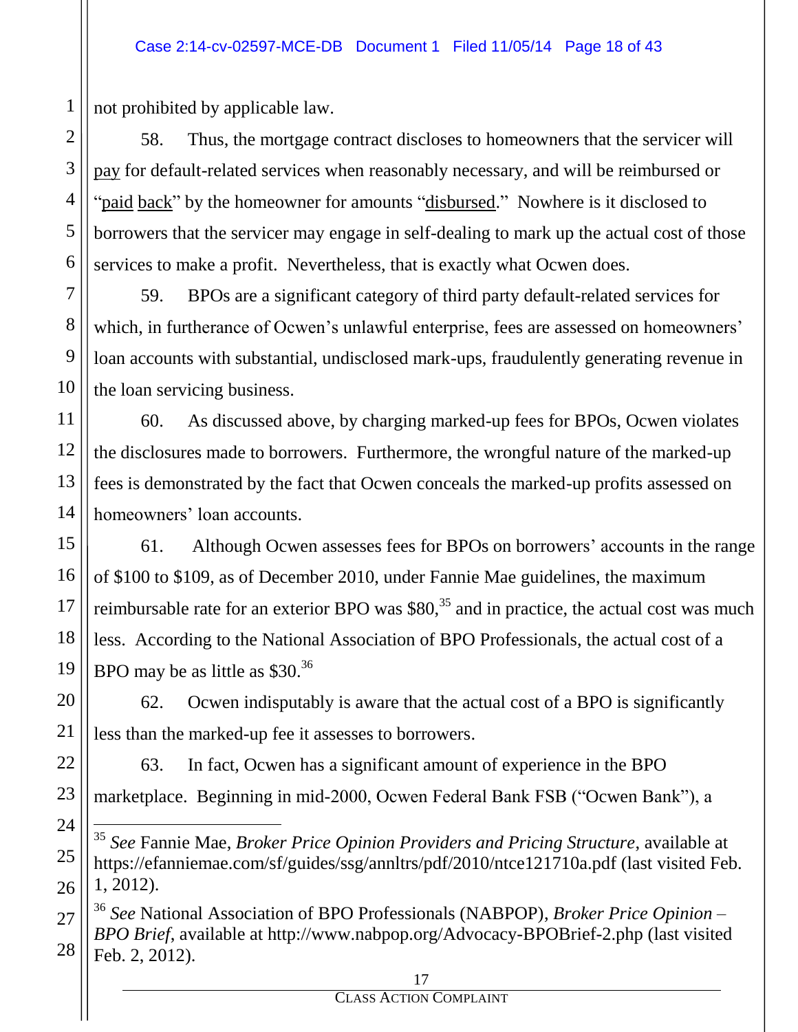not prohibited by applicable law.

58. Thus, the mortgage contract discloses to homeowners that the servicer will pay for default-related services when reasonably necessary, and will be reimbursed or "paid back" by the homeowner for amounts "disbursed." Nowhere is it disclosed to borrowers that the servicer may engage in self-dealing to mark up the actual cost of those services to make a profit. Nevertheless, that is exactly what Ocwen does.

59. BPOs are a significant category of third party default-related services for which, in furtherance of Ocwen's unlawful enterprise, fees are assessed on homeowners' loan accounts with substantial, undisclosed mark-ups, fraudulently generating revenue in the loan servicing business.

60. As discussed above, by charging marked-up fees for BPOs, Ocwen violates the disclosures made to borrowers. Furthermore, the wrongful nature of the marked-up fees is demonstrated by the fact that Ocwen conceals the marked-up profits assessed on homeowners' loan accounts.

61. Although Ocwen assesses fees for BPOs on borrowers' accounts in the range of $100 to $109, as of December 2010, under Fannie Mae guidelines, the maximum reimbursable rate for an exterior BPO was $80,[35] and in practice, the actual cost was much less. According to the National Association of BPO Professionals, the actual cost of a BPO may be as little as $30.[36]

62. Ocwen indisputably is aware that the actual cost of a BPO is significantly less than the marked-up fee it assesses to borrowers.

63. In fact, Ocwen has a significant amount of experience in the BPO marketplace. Beginning in mid-2000, Ocwen Federal Bank FSB ("Ocwen Bank"), a

---

[35] *See* Fannie Mae, *Broker Price Opinion Providers and Pricing Structure*, available at https://efanniemae.com/sf/guides/ssg/annltrs/pdf/2010/ntce121710a.pdf (last visited Feb. 1, 2012).

[36] *See* National Association of BPO Professionals (NABPOP), *Broker Price Opinion – BPO Brief*, available at http://www.nabpop.org/Advocacy-BPOBrief-2.php (last visited Feb. 2, 2012).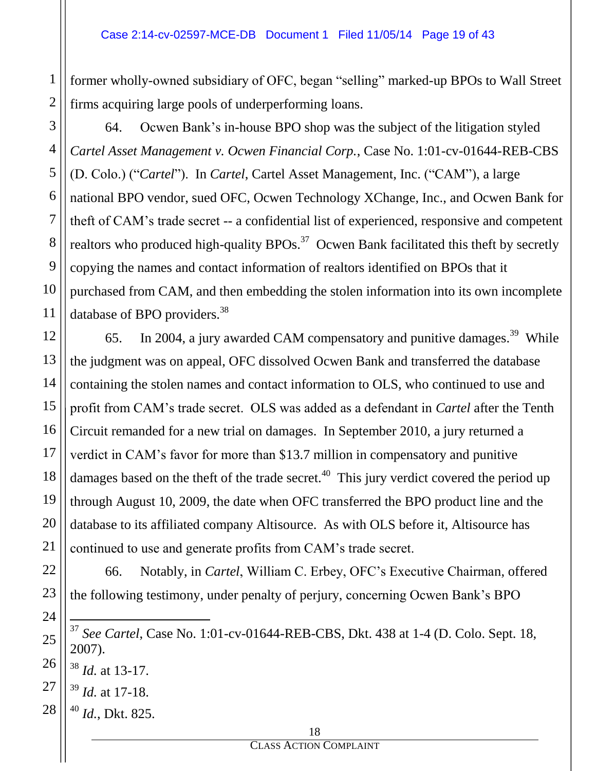former wholly-owned subsidiary of OFC, began "selling" marked-up BPOs to Wall Street firms acquiring large pools of underperforming loans.

64. Ocwen Bank's in-house BPO shop was the subject of the litigation styled *Cartel Asset Management v. Ocwen Financial Corp.*, Case No. 1:01-cv-01644-REB-CBS (D. Colo.) ("*Cartel*"). In *Cartel*, Cartel Asset Management, Inc. ("CAM"), a large national BPO vendor, sued OFC, Ocwen Technology XChange, Inc., and Ocwen Bank for theft of CAM's trade secret -- a confidential list of experienced, responsive and competent realtors who produced high-quality BPOs.[37] Ocwen Bank facilitated this theft by secretly copying the names and contact information of realtors identified on BPOs that it purchased from CAM, and then embedding the stolen information into its own incomplete database of BPO providers.[38]

65. In 2004, a jury awarded CAM compensatory and punitive damages.[39] While the judgment was on appeal, OFC dissolved Ocwen Bank and transferred the database containing the stolen names and contact information to OLS, who continued to use and profit from CAM's trade secret. OLS was added as a defendant in *Cartel* after the Tenth Circuit remanded for a new trial on damages. In September 2010, a jury returned a verdict in CAM's favor for more than $13.7 million in compensatory and punitive damages based on the theft of the trade secret.[40] This jury verdict covered the period up through August 10, 2009, the date when OFC transferred the BPO product line and the database to its affiliated company Altisource. As with OLS before it, Altisource has continued to use and generate profits from CAM's trade secret.

66. Notably, in *Cartel*, William C. Erbey, OFC's Executive Chairman, offered the following testimony, under penalty of perjury, concerning Ocwen Bank's BPO

---

[37] *See Cartel*, Case No. 1:01-cv-01644-REB-CBS, Dkt. 438 at 1-4 (D. Colo. Sept. 18, 2007).

[38] *Id.* at 13-17.

[39] *Id.* at 17-18.

[40] *Id.*, Dkt. 825.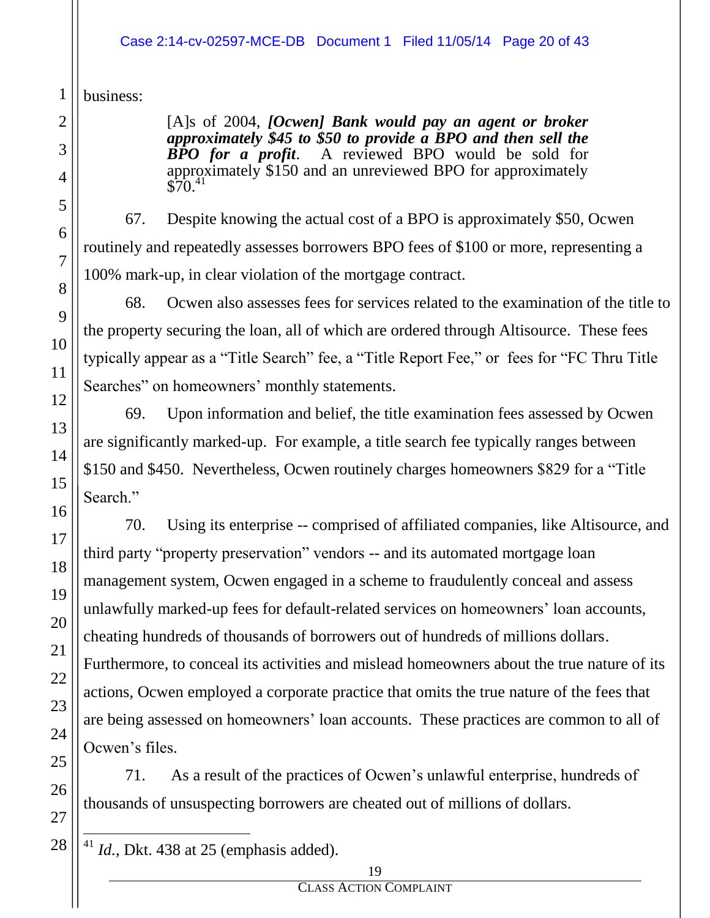business:

> [A]s of 2004, ***[Ocwen] Bank would pay an agent or broker approximately $45 to $50 to provide a BPO and then sell the BPO for a profit***. A reviewed BPO would be sold for approximately $150 and an unreviewed BPO for approximately $70.[41]

67. Despite knowing the actual cost of a BPO is approximately $50, Ocwen routinely and repeatedly assesses borrowers BPO fees of $100 or more, representing a 100% mark-up, in clear violation of the mortgage contract.

68. Ocwen also assesses fees for services related to the examination of the title to the property securing the loan, all of which are ordered through Altisource. These fees typically appear as a "Title Search" fee, a "Title Report Fee," or fees for "FC Thru Title Searches" on homeowners' monthly statements.

69. Upon information and belief, the title examination fees assessed by Ocwen are significantly marked-up. For example, a title search fee typically ranges between $150 and $450. Nevertheless, Ocwen routinely charges homeowners $829 for a "Title Search."

70. Using its enterprise -- comprised of affiliated companies, like Altisource, and third party "property preservation" vendors -- and its automated mortgage loan management system, Ocwen engaged in a scheme to fraudulently conceal and assess unlawfully marked-up fees for default-related services on homeowners' loan accounts, cheating hundreds of thousands of borrowers out of hundreds of millions dollars. Furthermore, to conceal its activities and mislead homeowners about the true nature of its actions, Ocwen employed a corporate practice that omits the true nature of the fees that are being assessed on homeowners' loan accounts. These practices are common to all of Ocwen's files.

71. As a result of the practices of Ocwen's unlawful enterprise, hundreds of thousands of unsuspecting borrowers are cheated out of millions of dollars.

---

[41] *Id.*, Dkt. 438 at 25 (emphasis added).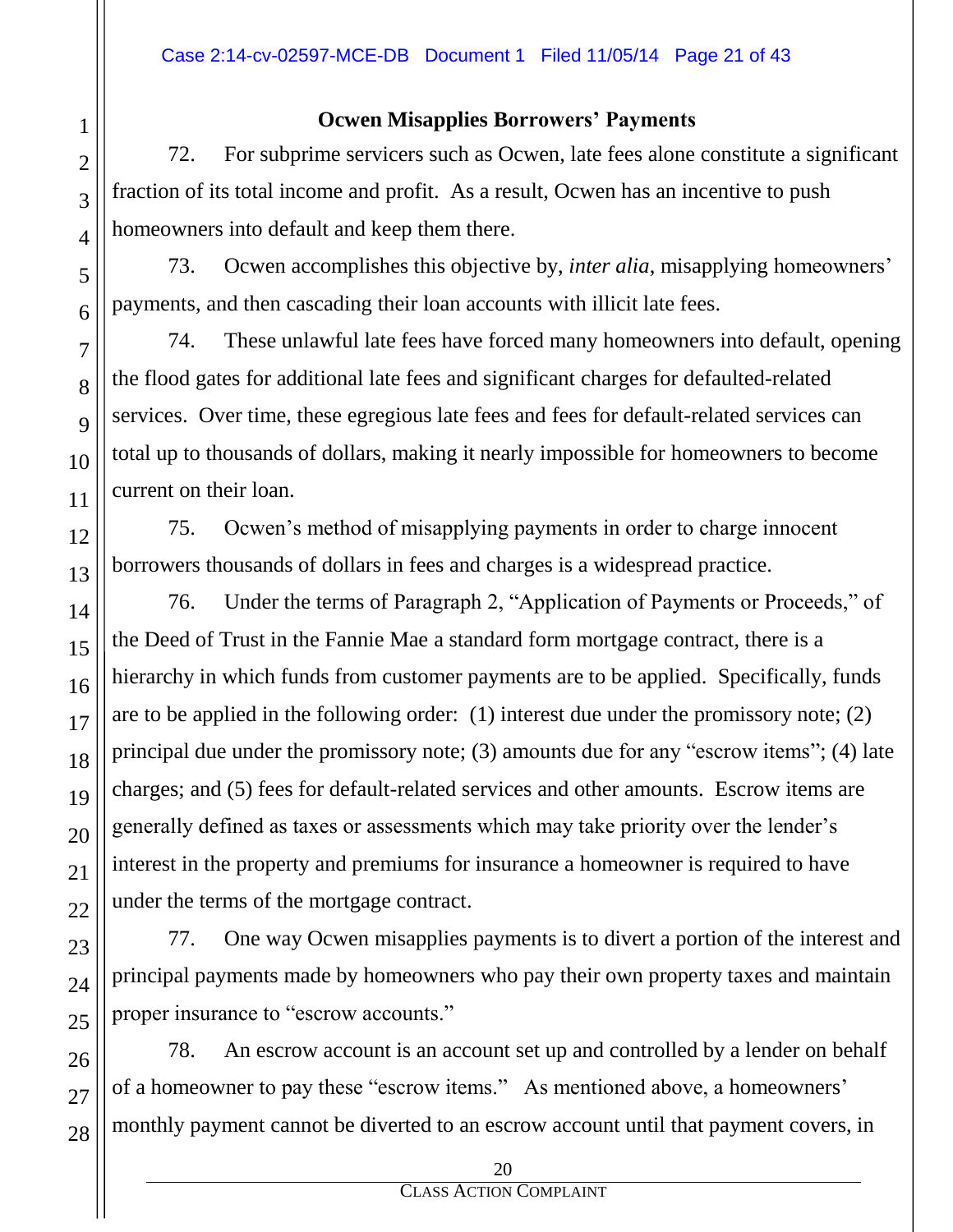## Ocwen Misapplies Borrowers' Payments

72. For subprime servicers such as Ocwen, late fees alone constitute a significant fraction of its total income and profit. As a result, Ocwen has an incentive to push homeowners into default and keep them there.

73. Ocwen accomplishes this objective by, *inter alia*, misapplying homeowners' payments, and then cascading their loan accounts with illicit late fees.

74. These unlawful late fees have forced many homeowners into default, opening the flood gates for additional late fees and significant charges for defaulted-related services. Over time, these egregious late fees and fees for default-related services can total up to thousands of dollars, making it nearly impossible for homeowners to become current on their loan.

75. Ocwen's method of misapplying payments in order to charge innocent borrowers thousands of dollars in fees and charges is a widespread practice.

76. Under the terms of Paragraph 2, "Application of Payments or Proceeds," of the Deed of Trust in the Fannie Mae a standard form mortgage contract, there is a hierarchy in which funds from customer payments are to be applied. Specifically, funds are to be applied in the following order: (1) interest due under the promissory note; (2) principal due under the promissory note; (3) amounts due for any "escrow items"; (4) late charges; and (5) fees for default-related services and other amounts. Escrow items are generally defined as taxes or assessments which may take priority over the lender's interest in the property and premiums for insurance a homeowner is required to have under the terms of the mortgage contract.

77. One way Ocwen misapplies payments is to divert a portion of the interest and principal payments made by homeowners who pay their own property taxes and maintain proper insurance to "escrow accounts."

78. An escrow account is an account set up and controlled by a lender on behalf of a homeowner to pay these "escrow items." As mentioned above, a homeowners' monthly payment cannot be diverted to an escrow account until that payment covers, in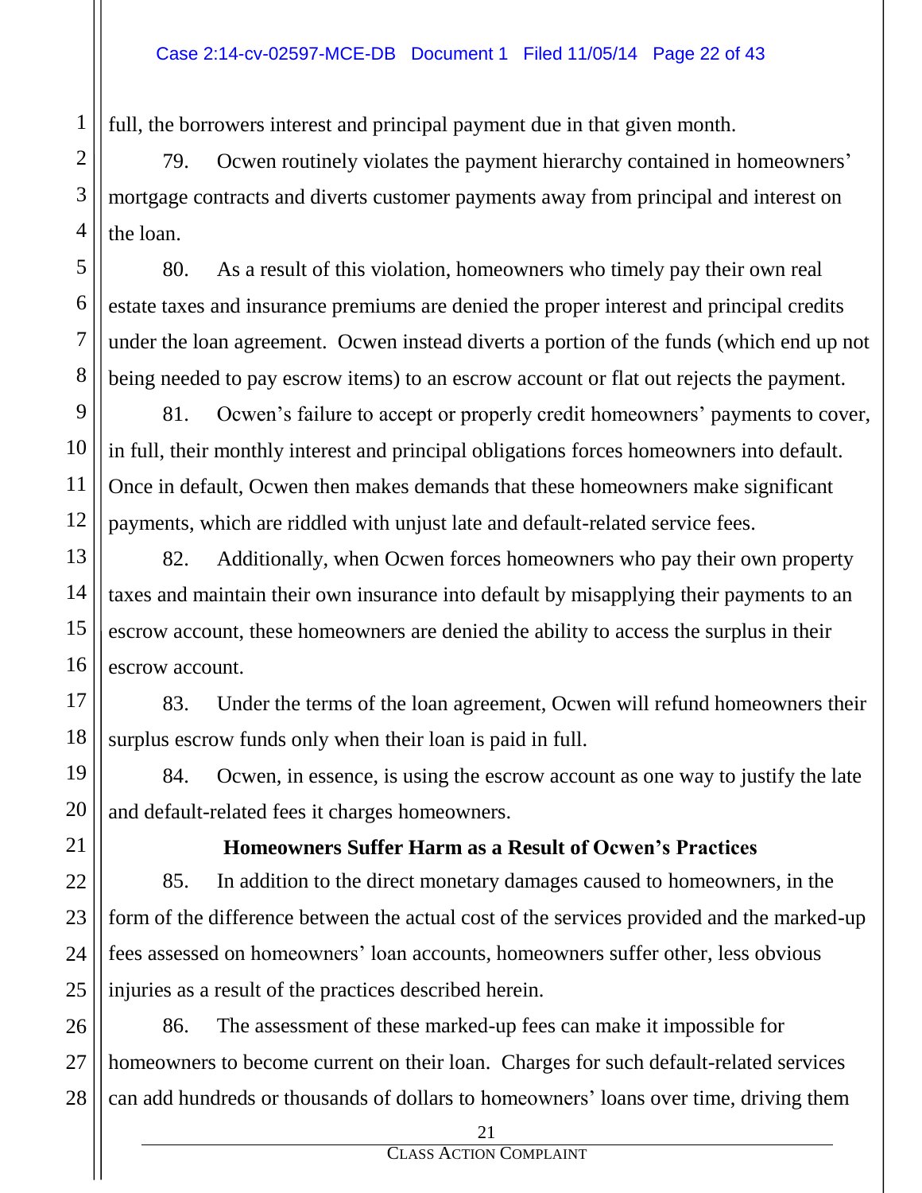full, the borrowers interest and principal payment due in that given month.

79. Ocwen routinely violates the payment hierarchy contained in homeowners' mortgage contracts and diverts customer payments away from principal and interest on the loan.

80. As a result of this violation, homeowners who timely pay their own real estate taxes and insurance premiums are denied the proper interest and principal credits under the loan agreement. Ocwen instead diverts a portion of the funds (which end up not being needed to pay escrow items) to an escrow account or flat out rejects the payment.

81. Ocwen's failure to accept or properly credit homeowners' payments to cover, in full, their monthly interest and principal obligations forces homeowners into default. Once in default, Ocwen then makes demands that these homeowners make significant payments, which are riddled with unjust late and default-related service fees.

82. Additionally, when Ocwen forces homeowners who pay their own property taxes and maintain their own insurance into default by misapplying their payments to an escrow account, these homeowners are denied the ability to access the surplus in their escrow account.

83. Under the terms of the loan agreement, Ocwen will refund homeowners their surplus escrow funds only when their loan is paid in full.

84. Ocwen, in essence, is using the escrow account as one way to justify the late and default-related fees it charges homeowners.

**Homeowners Suffer Harm as a Result of Ocwen's Practices**

85. In addition to the direct monetary damages caused to homeowners, in the form of the difference between the actual cost of the services provided and the marked-up fees assessed on homeowners' loan accounts, homeowners suffer other, less obvious injuries as a result of the practices described herein.

86. The assessment of these marked-up fees can make it impossible for homeowners to become current on their loan. Charges for such default-related services can add hundreds or thousands of dollars to homeowners' loans over time, driving them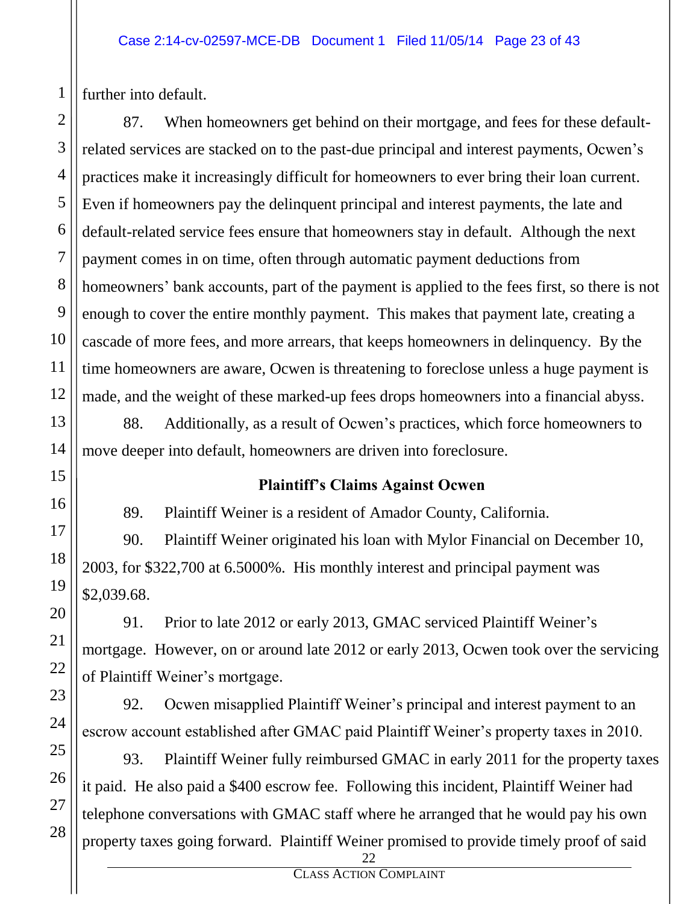further into default.

87. When homeowners get behind on their mortgage, and fees for these default-related services are stacked on to the past-due principal and interest payments, Ocwen's practices make it increasingly difficult for homeowners to ever bring their loan current. Even if homeowners pay the delinquent principal and interest payments, the late and default-related service fees ensure that homeowners stay in default. Although the next payment comes in on time, often through automatic payment deductions from homeowners' bank accounts, part of the payment is applied to the fees first, so there is not enough to cover the entire monthly payment. This makes that payment late, creating a cascade of more fees, and more arrears, that keeps homeowners in delinquency. By the time homeowners are aware, Ocwen is threatening to foreclose unless a huge payment is made, and the weight of these marked-up fees drops homeowners into a financial abyss.

88. Additionally, as a result of Ocwen's practices, which force homeowners to move deeper into default, homeowners are driven into foreclosure.

**Plaintiff's Claims Against Ocwen**

89. Plaintiff Weiner is a resident of Amador County, California.

90. Plaintiff Weiner originated his loan with Mylor Financial on December 10, 2003, for $322,700 at 6.5000%. His monthly interest and principal payment was $2,039.68.

91. Prior to late 2012 or early 2013, GMAC serviced Plaintiff Weiner's mortgage. However, on or around late 2012 or early 2013, Ocwen took over the servicing of Plaintiff Weiner's mortgage.

92. Ocwen misapplied Plaintiff Weiner's principal and interest payment to an escrow account established after GMAC paid Plaintiff Weiner's property taxes in 2010.

93. Plaintiff Weiner fully reimbursed GMAC in early 2011 for the property taxes it paid. He also paid a $400 escrow fee. Following this incident, Plaintiff Weiner had telephone conversations with GMAC staff where he arranged that he would pay his own property taxes going forward. Plaintiff Weiner promised to provide timely proof of said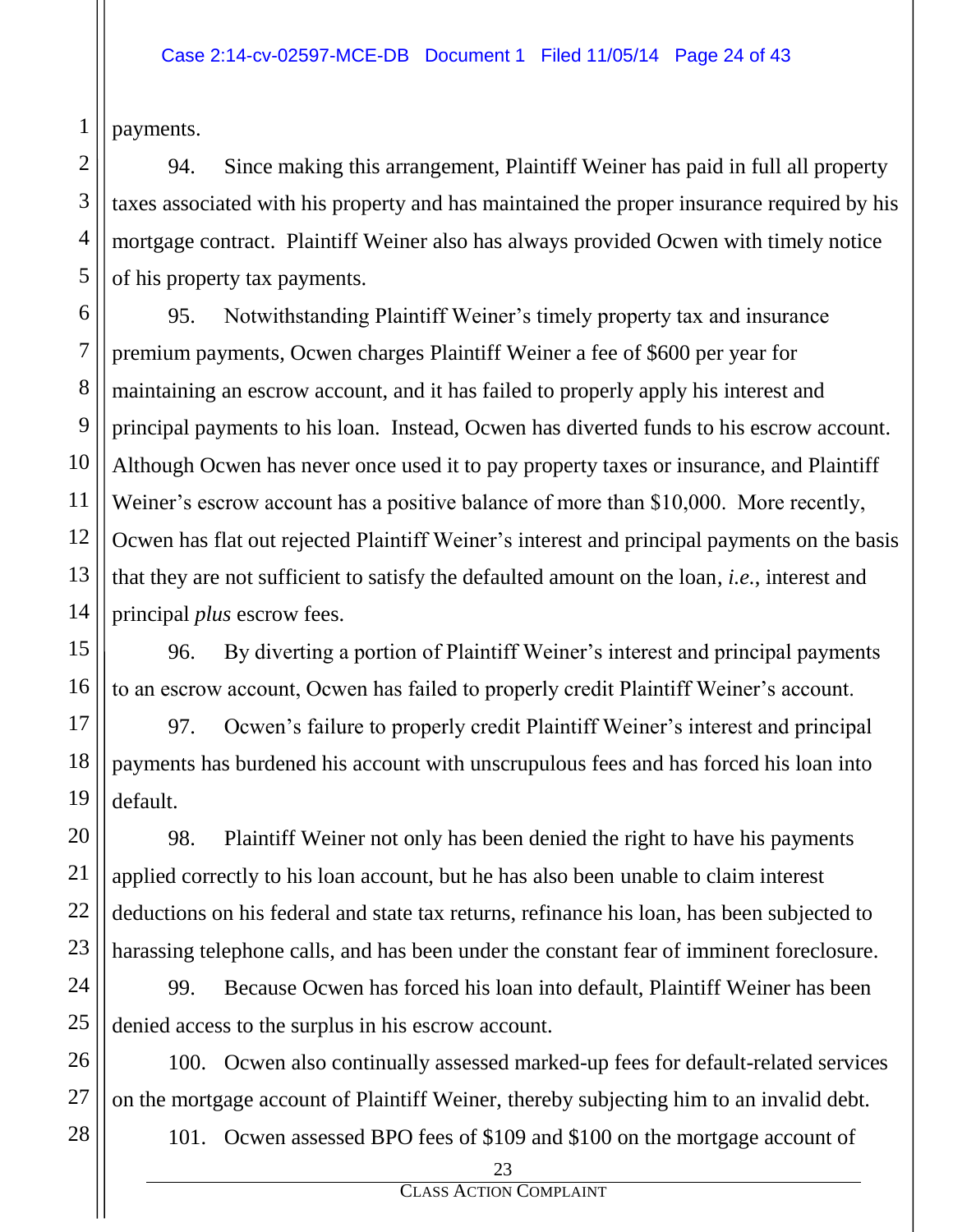payments.

94. Since making this arrangement, Plaintiff Weiner has paid in full all property taxes associated with his property and has maintained the proper insurance required by his mortgage contract. Plaintiff Weiner also has always provided Ocwen with timely notice of his property tax payments.

95. Notwithstanding Plaintiff Weiner's timely property tax and insurance premium payments, Ocwen charges Plaintiff Weiner a fee of $600 per year for maintaining an escrow account, and it has failed to properly apply his interest and principal payments to his loan. Instead, Ocwen has diverted funds to his escrow account. Although Ocwen has never once used it to pay property taxes or insurance, and Plaintiff Weiner's escrow account has a positive balance of more than $10,000. More recently, Ocwen has flat out rejected Plaintiff Weiner's interest and principal payments on the basis that they are not sufficient to satisfy the defaulted amount on the loan, *i.e.*, interest and principal *plus* escrow fees.

96. By diverting a portion of Plaintiff Weiner's interest and principal payments to an escrow account, Ocwen has failed to properly credit Plaintiff Weiner's account.

97. Ocwen's failure to properly credit Plaintiff Weiner's interest and principal payments has burdened his account with unscrupulous fees and has forced his loan into default.

98. Plaintiff Weiner not only has been denied the right to have his payments applied correctly to his loan account, but he has also been unable to claim interest deductions on his federal and state tax returns, refinance his loan, has been subjected to harassing telephone calls, and has been under the constant fear of imminent foreclosure.

99. Because Ocwen has forced his loan into default, Plaintiff Weiner has been denied access to the surplus in his escrow account.

100. Ocwen also continually assessed marked-up fees for default-related services on the mortgage account of Plaintiff Weiner, thereby subjecting him to an invalid debt.

101. Ocwen assessed BPO fees of $109 and $100 on the mortgage account of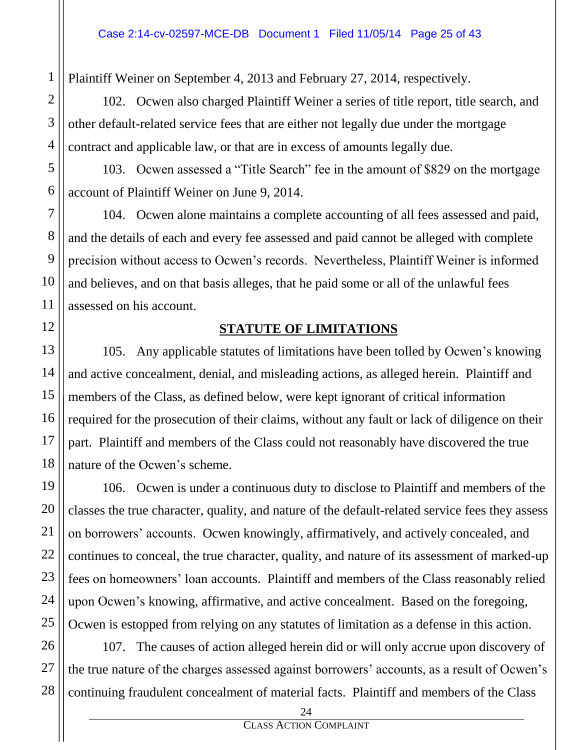Plaintiff Weiner on September 4, 2013 and February 27, 2014, respectively.

102. Ocwen also charged Plaintiff Weiner a series of title report, title search, and other default-related service fees that are either not legally due under the mortgage contract and applicable law, or that are in excess of amounts legally due.

103. Ocwen assessed a "Title Search" fee in the amount of $829 on the mortgage account of Plaintiff Weiner on June 9, 2014.

104. Ocwen alone maintains a complete accounting of all fees assessed and paid, and the details of each and every fee assessed and paid cannot be alleged with complete precision without access to Ocwen's records. Nevertheless, Plaintiff Weiner is informed and believes, and on that basis alleges, that he paid some or all of the unlawful fees assessed on his account.

## STATUTE OF LIMITATIONS

105. Any applicable statutes of limitations have been tolled by Ocwen's knowing and active concealment, denial, and misleading actions, as alleged herein. Plaintiff and members of the Class, as defined below, were kept ignorant of critical information required for the prosecution of their claims, without any fault or lack of diligence on their part. Plaintiff and members of the Class could not reasonably have discovered the true nature of the Ocwen's scheme.

106. Ocwen is under a continuous duty to disclose to Plaintiff and members of the classes the true character, quality, and nature of the default-related service fees they assess on borrowers' accounts. Ocwen knowingly, affirmatively, and actively concealed, and continues to conceal, the true character, quality, and nature of its assessment of marked-up fees on homeowners' loan accounts. Plaintiff and members of the Class reasonably relied upon Ocwen's knowing, affirmative, and active concealment. Based on the foregoing, Ocwen is estopped from relying on any statutes of limitation as a defense in this action.

107. The causes of action alleged herein did or will only accrue upon discovery of the true nature of the charges assessed against borrowers' accounts, as a result of Ocwen's continuing fraudulent concealment of material facts. Plaintiff and members of the Class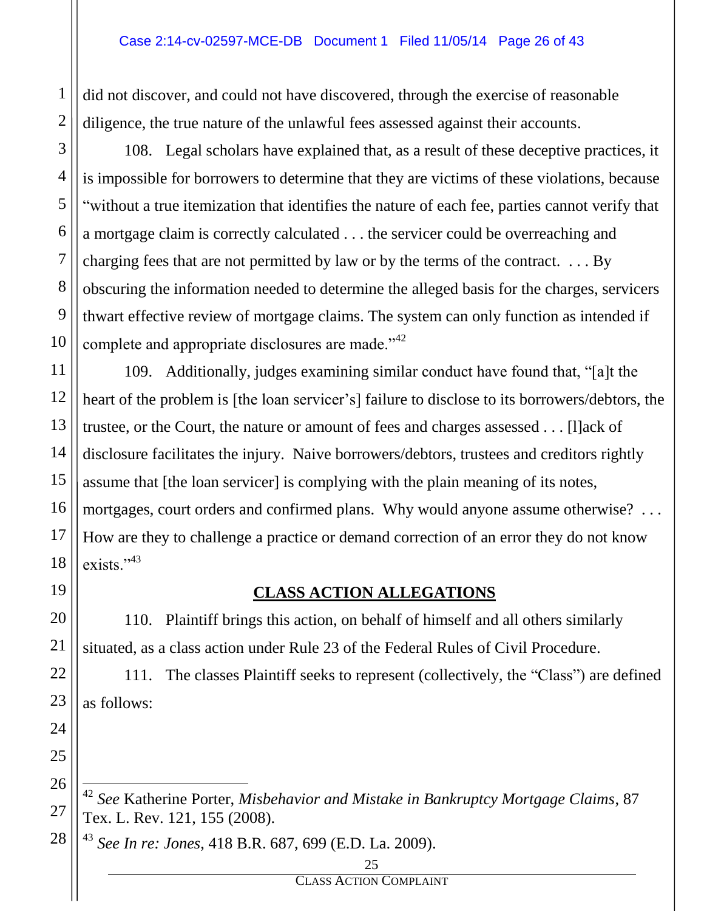did not discover, and could not have discovered, through the exercise of reasonable diligence, the true nature of the unlawful fees assessed against their accounts.

108. Legal scholars have explained that, as a result of these deceptive practices, it is impossible for borrowers to determine that they are victims of these violations, because "without a true itemization that identifies the nature of each fee, parties cannot verify that a mortgage claim is correctly calculated . . . the servicer could be overreaching and charging fees that are not permitted by law or by the terms of the contract. . . . By obscuring the information needed to determine the alleged basis for the charges, servicers thwart effective review of mortgage claims. The system can only function as intended if complete and appropriate disclosures are made."[42]

109. Additionally, judges examining similar conduct have found that, "[a]t the heart of the problem is [the loan servicer's] failure to disclose to its borrowers/debtors, the trustee, or the Court, the nature or amount of fees and charges assessed . . . [l]ack of disclosure facilitates the injury. Naive borrowers/debtors, trustees and creditors rightly assume that [the loan servicer] is complying with the plain meaning of its notes, mortgages, court orders and confirmed plans. Why would anyone assume otherwise? . . . How are they to challenge a practice or demand correction of an error they do not know exists."[43]

## CLASS ACTION ALLEGATIONS

110. Plaintiff brings this action, on behalf of himself and all others similarly situated, as a class action under Rule 23 of the Federal Rules of Civil Procedure.

111. The classes Plaintiff seeks to represent (collectively, the "Class") are defined as follows:

---

[42] *See* Katherine Porter, *Misbehavior and Mistake in Bankruptcy Mortgage Claims*, 87 Tex. L. Rev. 121, 155 (2008).

[43] *See In re: Jones*, 418 B.R. 687, 699 (E.D. La. 2009).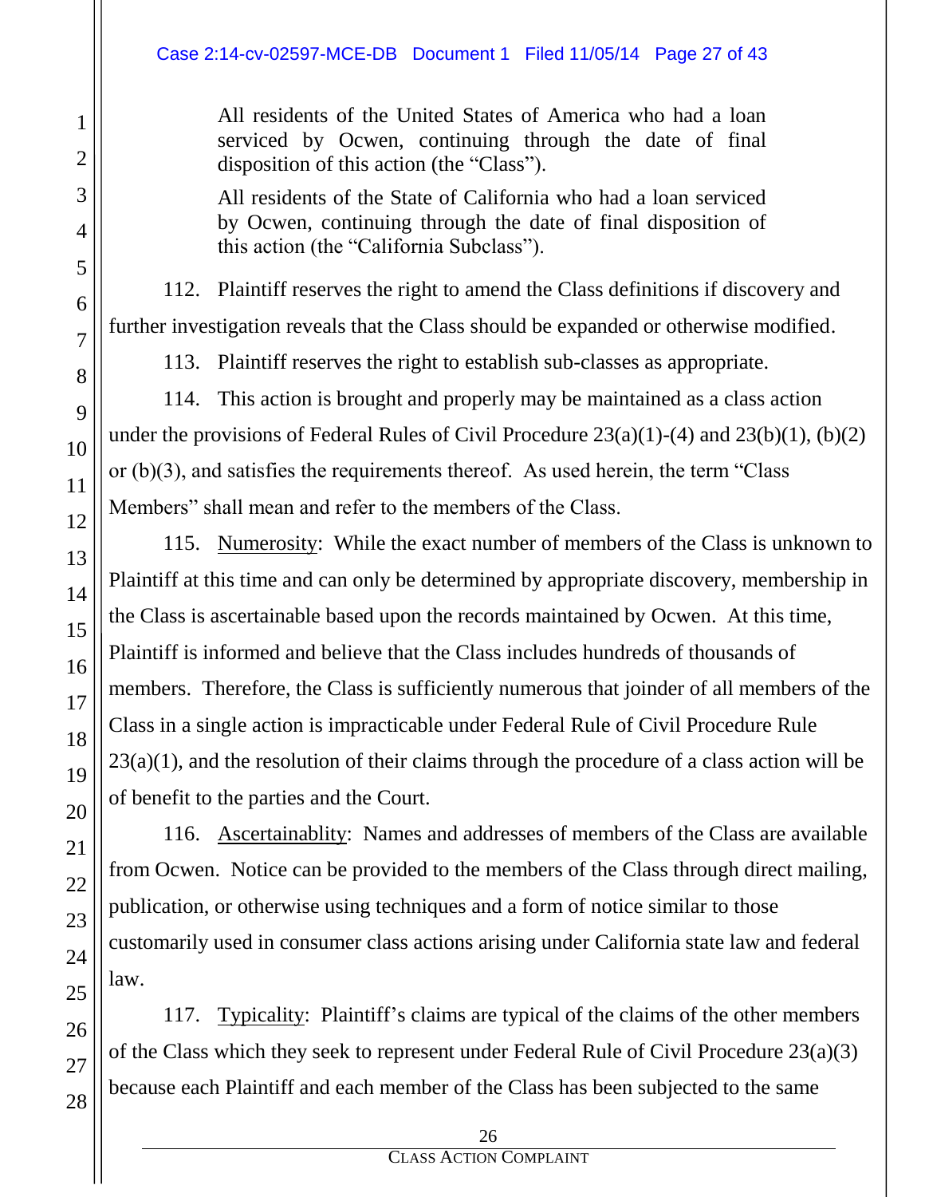> All residents of the United States of America who had a loan serviced by Ocwen, continuing through the date of final disposition of this action (the "Class").
>
> All residents of the State of California who had a loan serviced by Ocwen, continuing through the date of final disposition of this action (the "California Subclass").

112. Plaintiff reserves the right to amend the Class definitions if discovery and further investigation reveals that the Class should be expanded or otherwise modified.

113. Plaintiff reserves the right to establish sub-classes as appropriate.

114. This action is brought and properly may be maintained as a class action under the provisions of Federal Rules of Civil Procedure 23(a)(1)-(4) and 23(b)(1), (b)(2) or (b)(3), and satisfies the requirements thereof. As used herein, the term "Class Members" shall mean and refer to the members of the Class.

115. Numerosity: While the exact number of members of the Class is unknown to Plaintiff at this time and can only be determined by appropriate discovery, membership in the Class is ascertainable based upon the records maintained by Ocwen. At this time, Plaintiff is informed and believe that the Class includes hundreds of thousands of members. Therefore, the Class is sufficiently numerous that joinder of all members of the Class in a single action is impracticable under Federal Rule of Civil Procedure Rule 23(a)(1), and the resolution of their claims through the procedure of a class action will be of benefit to the parties and the Court.

116. Ascertainablity: Names and addresses of members of the Class are available from Ocwen. Notice can be provided to the members of the Class through direct mailing, publication, or otherwise using techniques and a form of notice similar to those customarily used in consumer class actions arising under California state law and federal law.

117. Typicality: Plaintiff's claims are typical of the claims of the other members of the Class which they seek to represent under Federal Rule of Civil Procedure 23(a)(3) because each Plaintiff and each member of the Class has been subjected to the same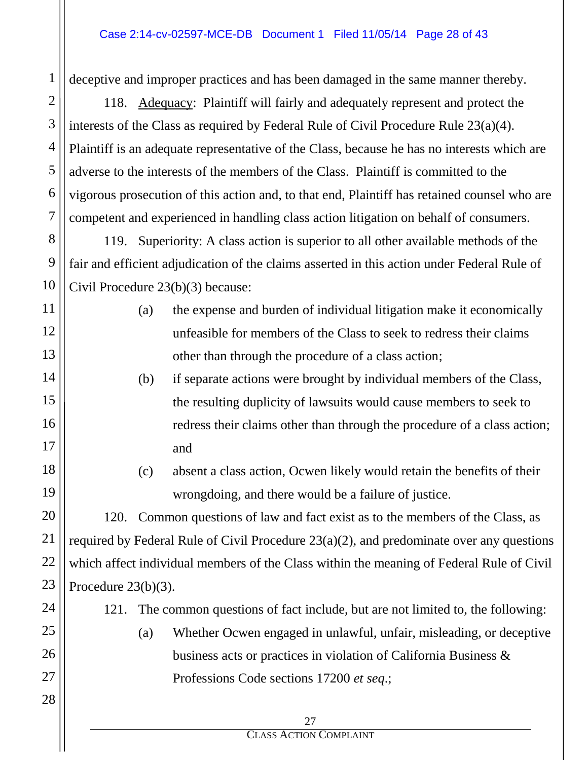deceptive and improper practices and has been damaged in the same manner thereby.

118. Adequacy: Plaintiff will fairly and adequately represent and protect the interests of the Class as required by Federal Rule of Civil Procedure Rule 23(a)(4). Plaintiff is an adequate representative of the Class, because he has no interests which are adverse to the interests of the members of the Class. Plaintiff is committed to the vigorous prosecution of this action and, to that end, Plaintiff has retained counsel who are competent and experienced in handling class action litigation on behalf of consumers.

119. Superiority: A class action is superior to all other available methods of the fair and efficient adjudication of the claims asserted in this action under Federal Rule of Civil Procedure 23(b)(3) because:

(a) the expense and burden of individual litigation make it economically unfeasible for members of the Class to seek to redress their claims other than through the procedure of a class action;

(b) if separate actions were brought by individual members of the Class, the resulting duplicity of lawsuits would cause members to seek to redress their claims other than through the procedure of a class action; and

(c) absent a class action, Ocwen likely would retain the benefits of their wrongdoing, and there would be a failure of justice.

120. Common questions of law and fact exist as to the members of the Class, as required by Federal Rule of Civil Procedure 23(a)(2), and predominate over any questions which affect individual members of the Class within the meaning of Federal Rule of Civil Procedure 23(b)(3).

121. The common questions of fact include, but are not limited to, the following:

(a) Whether Ocwen engaged in unlawful, unfair, misleading, or deceptive business acts or practices in violation of California Business & Professions Code sections 17200 *et seq*.;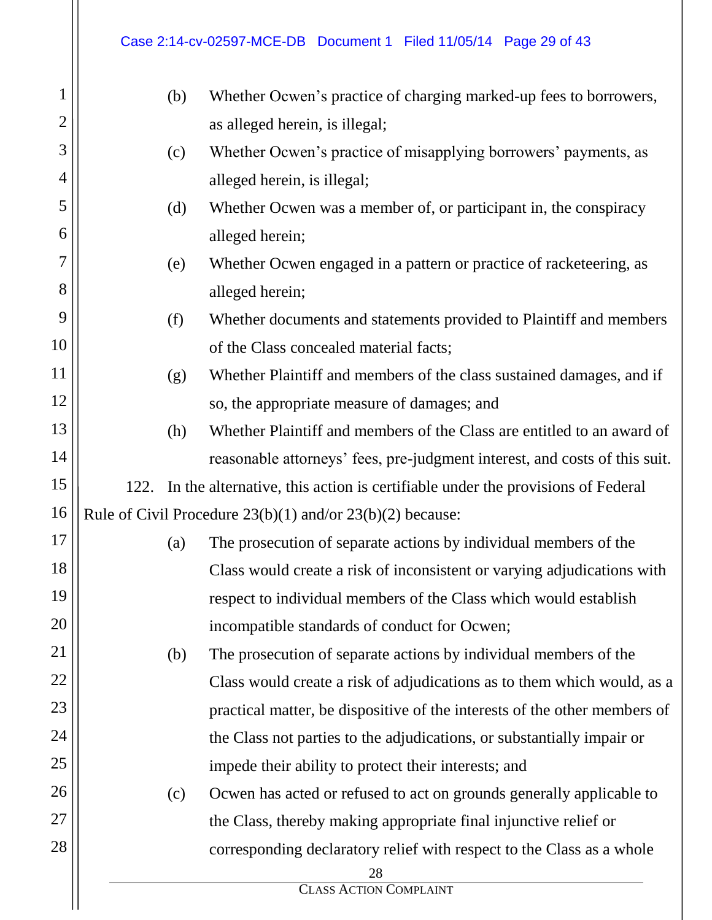(b) Whether Ocwen's practice of charging marked-up fees to borrowers, as alleged herein, is illegal;

(c) Whether Ocwen's practice of misapplying borrowers' payments, as alleged herein, is illegal;

(d) Whether Ocwen was a member of, or participant in, the conspiracy alleged herein;

(e) Whether Ocwen engaged in a pattern or practice of racketeering, as alleged herein;

(f) Whether documents and statements provided to Plaintiff and members of the Class concealed material facts;

(g) Whether Plaintiff and members of the class sustained damages, and if so, the appropriate measure of damages; and

(h) Whether Plaintiff and members of the Class are entitled to an award of reasonable attorneys' fees, pre-judgment interest, and costs of this suit.

122. In the alternative, this action is certifiable under the provisions of Federal Rule of Civil Procedure 23(b)(1) and/or 23(b)(2) because:

(a) The prosecution of separate actions by individual members of the Class would create a risk of inconsistent or varying adjudications with respect to individual members of the Class which would establish incompatible standards of conduct for Ocwen;

(b) The prosecution of separate actions by individual members of the Class would create a risk of adjudications as to them which would, as a practical matter, be dispositive of the interests of the other members of the Class not parties to the adjudications, or substantially impair or impede their ability to protect their interests; and

(c) Ocwen has acted or refused to act on grounds generally applicable to the Class, thereby making appropriate final injunctive relief or corresponding declaratory relief with respect to the Class as a whole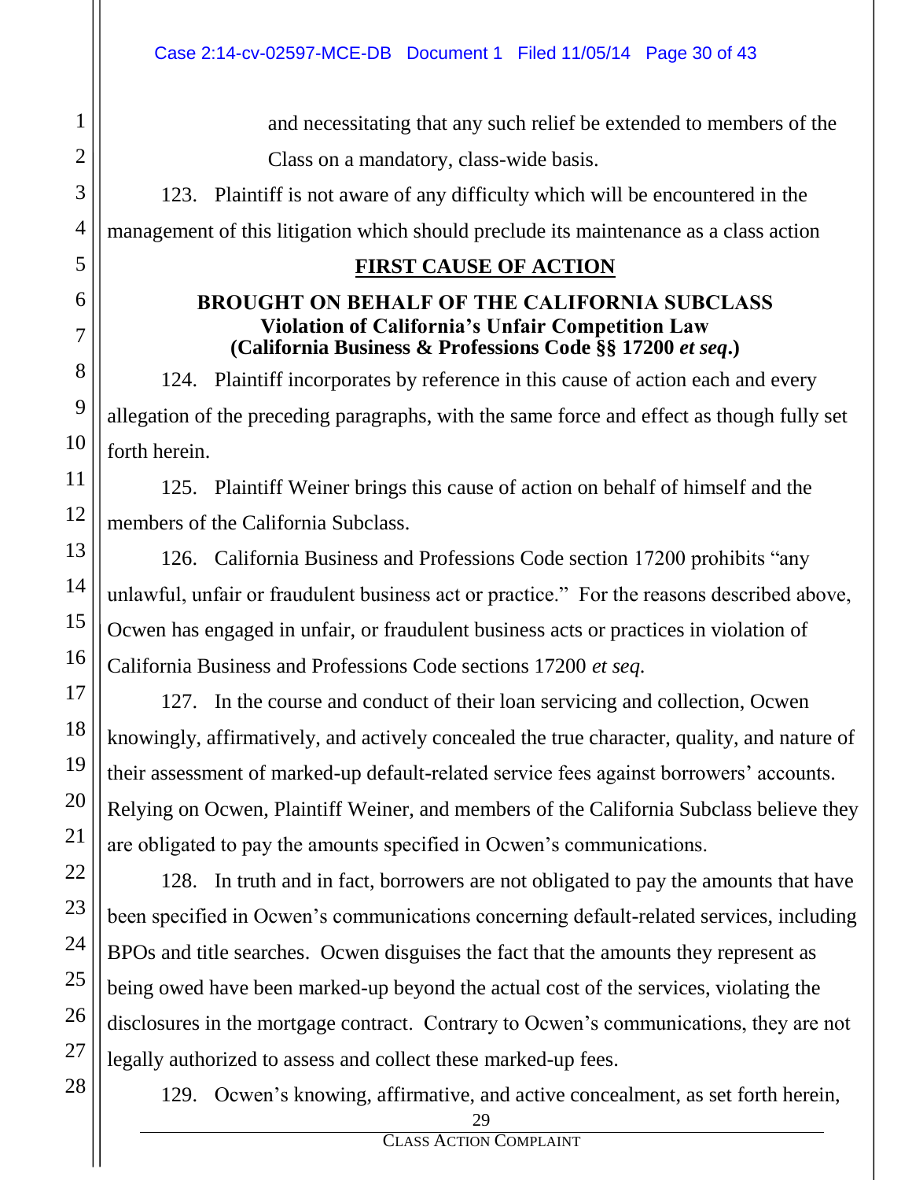and necessitating that any such relief be extended to members of the Class on a mandatory, class-wide basis.

123. Plaintiff is not aware of any difficulty which will be encountered in the management of this litigation which should preclude its maintenance as a class action

## FIRST CAUSE OF ACTION

### BROUGHT ON BEHALF OF THE CALIFORNIA SUBCLASS
### Violation of California's Unfair Competition Law
### (California Business & Professions Code §§ 17200 *et seq*.)

124. Plaintiff incorporates by reference in this cause of action each and every allegation of the preceding paragraphs, with the same force and effect as though fully set forth herein.

125. Plaintiff Weiner brings this cause of action on behalf of himself and the members of the California Subclass.

126. California Business and Professions Code section 17200 prohibits "any unlawful, unfair or fraudulent business act or practice." For the reasons described above, Ocwen has engaged in unfair, or fraudulent business acts or practices in violation of California Business and Professions Code sections 17200 *et seq.*

127. In the course and conduct of their loan servicing and collection, Ocwen knowingly, affirmatively, and actively concealed the true character, quality, and nature of their assessment of marked-up default-related service fees against borrowers' accounts. Relying on Ocwen, Plaintiff Weiner, and members of the California Subclass believe they are obligated to pay the amounts specified in Ocwen's communications.

128. In truth and in fact, borrowers are not obligated to pay the amounts that have been specified in Ocwen's communications concerning default-related services, including BPOs and title searches. Ocwen disguises the fact that the amounts they represent as being owed have been marked-up beyond the actual cost of the services, violating the disclosures in the mortgage contract. Contrary to Ocwen's communications, they are not legally authorized to assess and collect these marked-up fees.

129. Ocwen's knowing, affirmative, and active concealment, as set forth herein,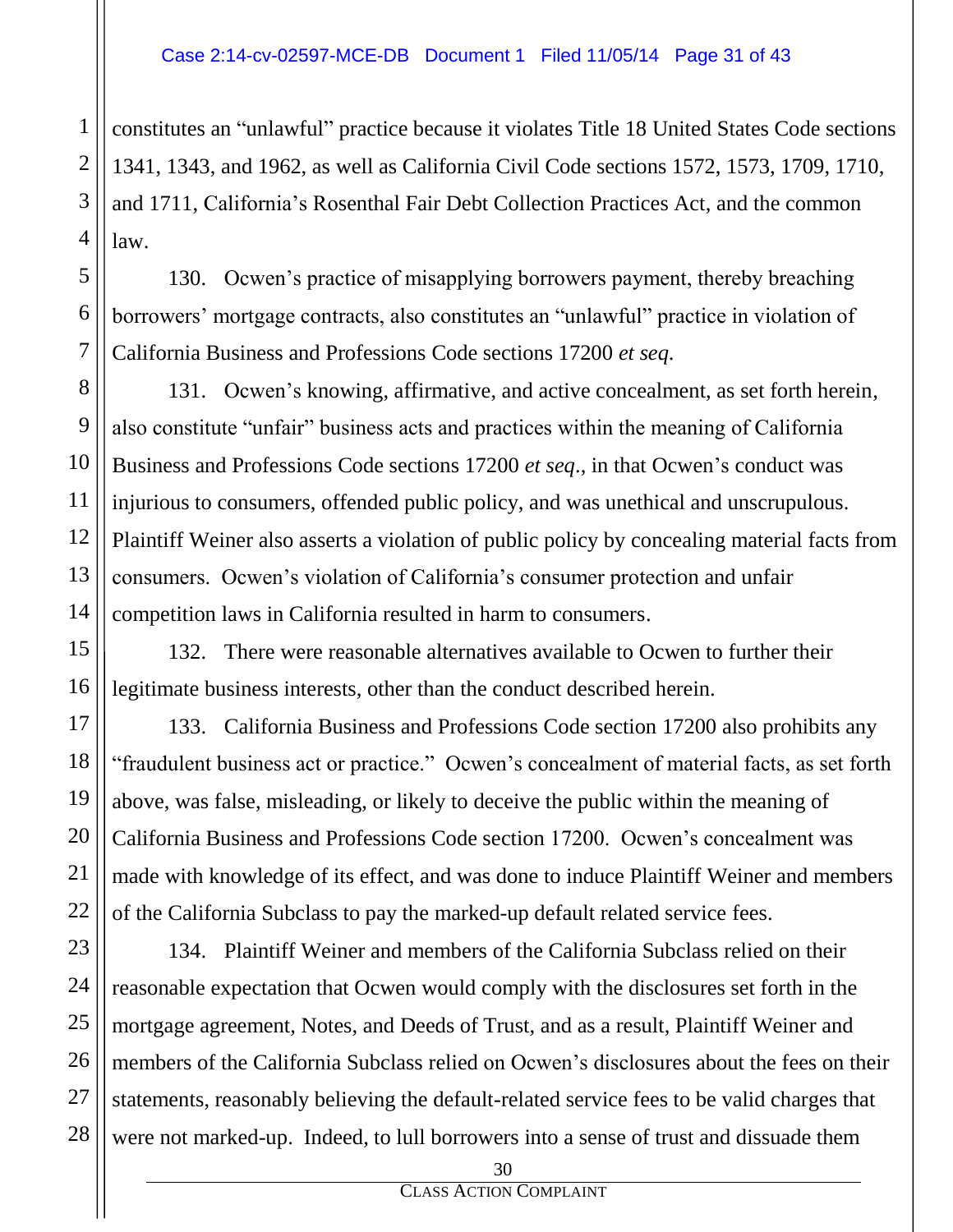constitutes an "unlawful" practice because it violates Title 18 United States Code sections 1341, 1343, and 1962, as well as California Civil Code sections 1572, 1573, 1709, 1710, and 1711, California's Rosenthal Fair Debt Collection Practices Act, and the common law.

130. Ocwen's practice of misapplying borrowers payment, thereby breaching borrowers' mortgage contracts, also constitutes an "unlawful" practice in violation of California Business and Professions Code sections 17200 *et seq.*

131. Ocwen's knowing, affirmative, and active concealment, as set forth herein, also constitute "unfair" business acts and practices within the meaning of California Business and Professions Code sections 17200 *et seq.*, in that Ocwen's conduct was injurious to consumers, offended public policy, and was unethical and unscrupulous. Plaintiff Weiner also asserts a violation of public policy by concealing material facts from consumers. Ocwen's violation of California's consumer protection and unfair competition laws in California resulted in harm to consumers.

132. There were reasonable alternatives available to Ocwen to further their legitimate business interests, other than the conduct described herein.

133. California Business and Professions Code section 17200 also prohibits any "fraudulent business act or practice." Ocwen's concealment of material facts, as set forth above, was false, misleading, or likely to deceive the public within the meaning of California Business and Professions Code section 17200. Ocwen's concealment was made with knowledge of its effect, and was done to induce Plaintiff Weiner and members of the California Subclass to pay the marked-up default related service fees.

134. Plaintiff Weiner and members of the California Subclass relied on their reasonable expectation that Ocwen would comply with the disclosures set forth in the mortgage agreement, Notes, and Deeds of Trust, and as a result, Plaintiff Weiner and members of the California Subclass relied on Ocwen's disclosures about the fees on their statements, reasonably believing the default-related service fees to be valid charges that were not marked-up. Indeed, to lull borrowers into a sense of trust and dissuade them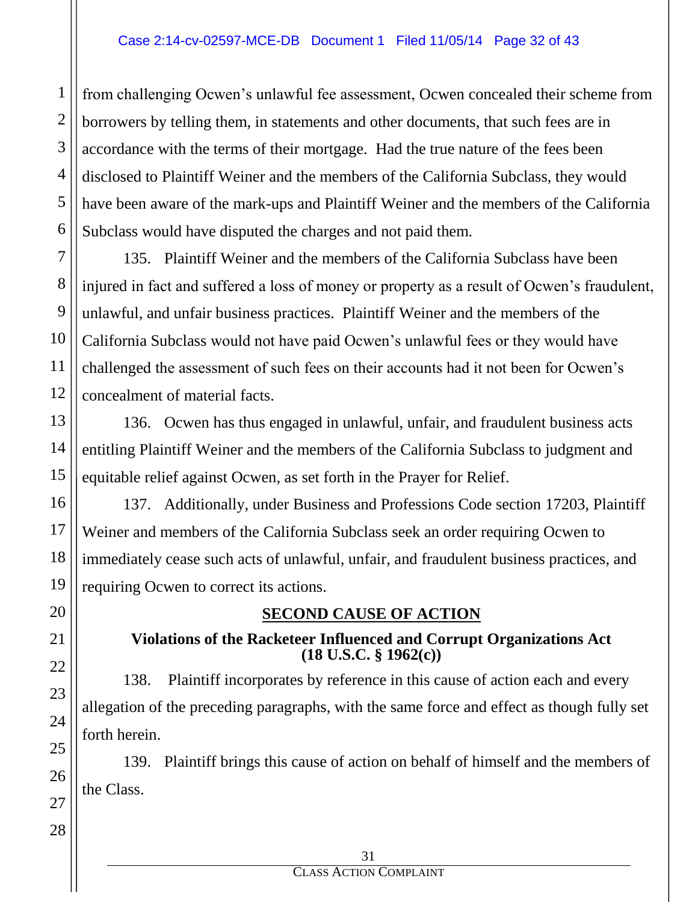from challenging Ocwen's unlawful fee assessment, Ocwen concealed their scheme from borrowers by telling them, in statements and other documents, that such fees are in accordance with the terms of their mortgage. Had the true nature of the fees been disclosed to Plaintiff Weiner and the members of the California Subclass, they would have been aware of the mark-ups and Plaintiff Weiner and the members of the California Subclass would have disputed the charges and not paid them.

135. Plaintiff Weiner and the members of the California Subclass have been injured in fact and suffered a loss of money or property as a result of Ocwen's fraudulent, unlawful, and unfair business practices. Plaintiff Weiner and the members of the California Subclass would not have paid Ocwen's unlawful fees or they would have challenged the assessment of such fees on their accounts had it not been for Ocwen's concealment of material facts.

136. Ocwen has thus engaged in unlawful, unfair, and fraudulent business acts entitling Plaintiff Weiner and the members of the California Subclass to judgment and equitable relief against Ocwen, as set forth in the Prayer for Relief.

137. Additionally, under Business and Professions Code section 17203, Plaintiff Weiner and members of the California Subclass seek an order requiring Ocwen to immediately cease such acts of unlawful, unfair, and fraudulent business practices, and requiring Ocwen to correct its actions.

## SECOND CAUSE OF ACTION

### Violations of the Racketeer Influenced and Corrupt Organizations Act (18 U.S.C. § 1962(c))

138. Plaintiff incorporates by reference in this cause of action each and every allegation of the preceding paragraphs, with the same force and effect as though fully set forth herein.

139. Plaintiff brings this cause of action on behalf of himself and the members of the Class.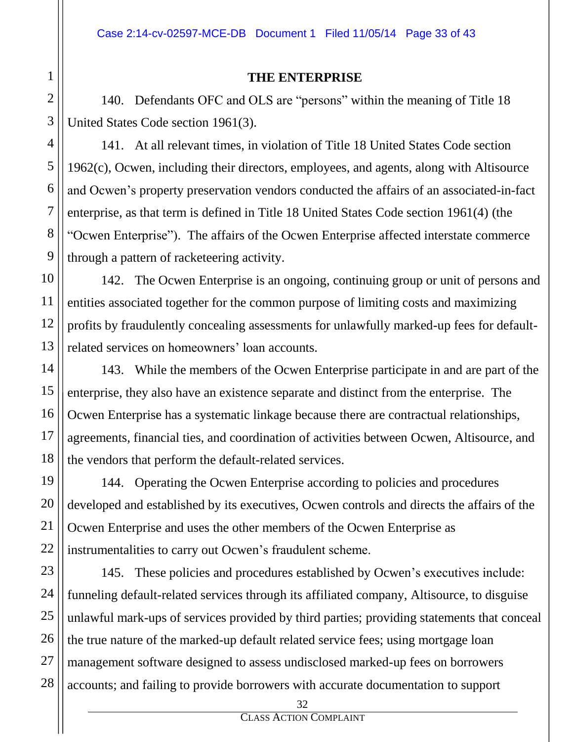## THE ENTERPRISE

140. Defendants OFC and OLS are "persons" within the meaning of Title 18 United States Code section 1961(3).

141. At all relevant times, in violation of Title 18 United States Code section 1962(c), Ocwen, including their directors, employees, and agents, along with Altisource and Ocwen's property preservation vendors conducted the affairs of an associated-in-fact enterprise, as that term is defined in Title 18 United States Code section 1961(4) (the "Ocwen Enterprise"). The affairs of the Ocwen Enterprise affected interstate commerce through a pattern of racketeering activity.

142. The Ocwen Enterprise is an ongoing, continuing group or unit of persons and entities associated together for the common purpose of limiting costs and maximizing profits by fraudulently concealing assessments for unlawfully marked-up fees for default-related services on homeowners' loan accounts.

143. While the members of the Ocwen Enterprise participate in and are part of the enterprise, they also have an existence separate and distinct from the enterprise. The Ocwen Enterprise has a systematic linkage because there are contractual relationships, agreements, financial ties, and coordination of activities between Ocwen, Altisource, and the vendors that perform the default-related services.

144. Operating the Ocwen Enterprise according to policies and procedures developed and established by its executives, Ocwen controls and directs the affairs of the Ocwen Enterprise and uses the other members of the Ocwen Enterprise as instrumentalities to carry out Ocwen's fraudulent scheme.

145. These policies and procedures established by Ocwen's executives include: funneling default-related services through its affiliated company, Altisource, to disguise unlawful mark-ups of services provided by third parties; providing statements that conceal the true nature of the marked-up default related service fees; using mortgage loan management software designed to assess undisclosed marked-up fees on borrowers accounts; and failing to provide borrowers with accurate documentation to support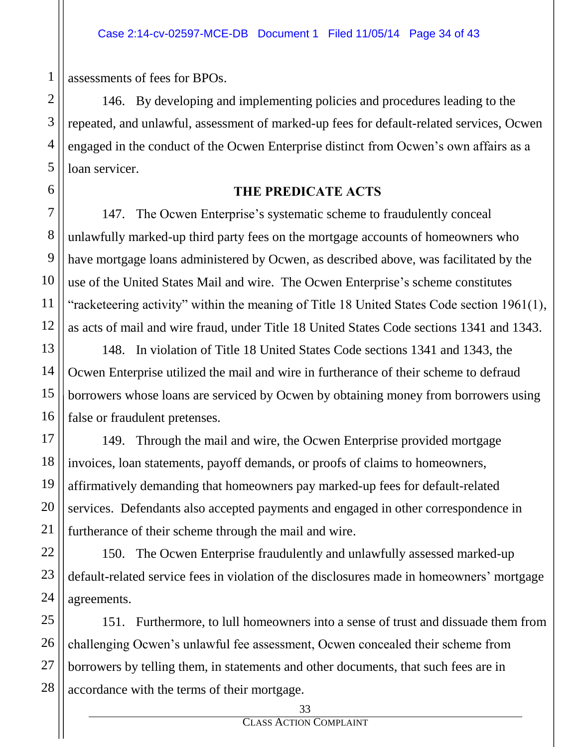assessments of fees for BPOs.

146. By developing and implementing policies and procedures leading to the repeated, and unlawful, assessment of marked-up fees for default-related services, Ocwen engaged in the conduct of the Ocwen Enterprise distinct from Ocwen's own affairs as a loan servicer.

## THE PREDICATE ACTS

147. The Ocwen Enterprise's systematic scheme to fraudulently conceal unlawfully marked-up third party fees on the mortgage accounts of homeowners who have mortgage loans administered by Ocwen, as described above, was facilitated by the use of the United States Mail and wire. The Ocwen Enterprise's scheme constitutes "racketeering activity" within the meaning of Title 18 United States Code section 1961(1), as acts of mail and wire fraud, under Title 18 United States Code sections 1341 and 1343.

148. In violation of Title 18 United States Code sections 1341 and 1343, the Ocwen Enterprise utilized the mail and wire in furtherance of their scheme to defraud borrowers whose loans are serviced by Ocwen by obtaining money from borrowers using false or fraudulent pretenses.

149. Through the mail and wire, the Ocwen Enterprise provided mortgage invoices, loan statements, payoff demands, or proofs of claims to homeowners, affirmatively demanding that homeowners pay marked-up fees for default-related services. Defendants also accepted payments and engaged in other correspondence in furtherance of their scheme through the mail and wire.

150. The Ocwen Enterprise fraudulently and unlawfully assessed marked-up default-related service fees in violation of the disclosures made in homeowners' mortgage agreements.

151. Furthermore, to lull homeowners into a sense of trust and dissuade them from challenging Ocwen's unlawful fee assessment, Ocwen concealed their scheme from borrowers by telling them, in statements and other documents, that such fees are in accordance with the terms of their mortgage.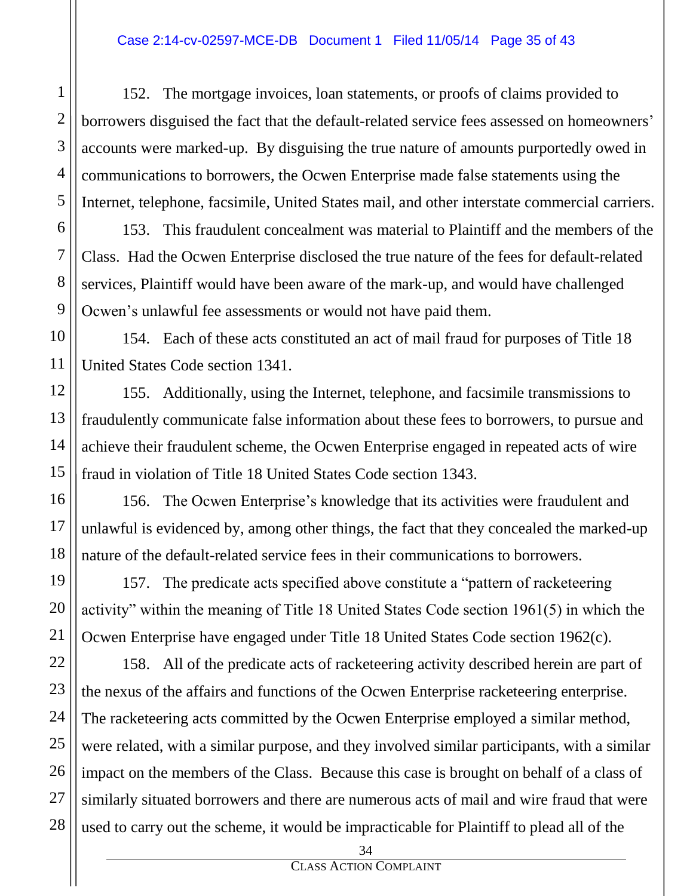152. The mortgage invoices, loan statements, or proofs of claims provided to borrowers disguised the fact that the default-related service fees assessed on homeowners' accounts were marked-up. By disguising the true nature of amounts purportedly owed in communications to borrowers, the Ocwen Enterprise made false statements using the Internet, telephone, facsimile, United States mail, and other interstate commercial carriers.

153. This fraudulent concealment was material to Plaintiff and the members of the Class. Had the Ocwen Enterprise disclosed the true nature of the fees for default-related services, Plaintiff would have been aware of the mark-up, and would have challenged Ocwen's unlawful fee assessments or would not have paid them.

154. Each of these acts constituted an act of mail fraud for purposes of Title 18 United States Code section 1341.

155. Additionally, using the Internet, telephone, and facsimile transmissions to fraudulently communicate false information about these fees to borrowers, to pursue and achieve their fraudulent scheme, the Ocwen Enterprise engaged in repeated acts of wire fraud in violation of Title 18 United States Code section 1343.

156. The Ocwen Enterprise's knowledge that its activities were fraudulent and unlawful is evidenced by, among other things, the fact that they concealed the marked-up nature of the default-related service fees in their communications to borrowers.

157. The predicate acts specified above constitute a "pattern of racketeering activity" within the meaning of Title 18 United States Code section 1961(5) in which the Ocwen Enterprise have engaged under Title 18 United States Code section 1962(c).

158. All of the predicate acts of racketeering activity described herein are part of the nexus of the affairs and functions of the Ocwen Enterprise racketeering enterprise. The racketeering acts committed by the Ocwen Enterprise employed a similar method, were related, with a similar purpose, and they involved similar participants, with a similar impact on the members of the Class. Because this case is brought on behalf of a class of similarly situated borrowers and there are numerous acts of mail and wire fraud that were used to carry out the scheme, it would be impracticable for Plaintiff to plead all of the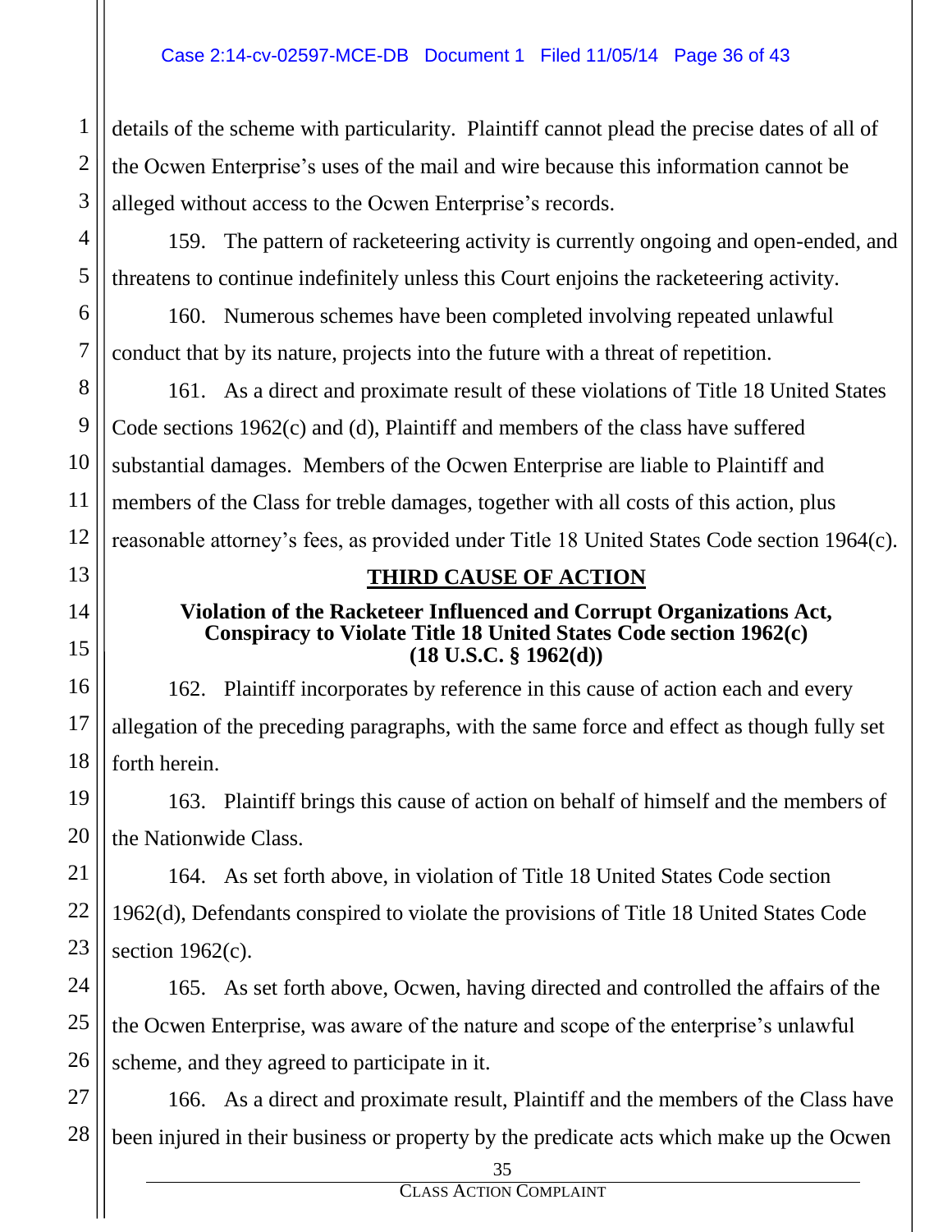details of the scheme with particularity. Plaintiff cannot plead the precise dates of all of the Ocwen Enterprise's uses of the mail and wire because this information cannot be alleged without access to the Ocwen Enterprise's records.

159. The pattern of racketeering activity is currently ongoing and open-ended, and threatens to continue indefinitely unless this Court enjoins the racketeering activity.

160. Numerous schemes have been completed involving repeated unlawful conduct that by its nature, projects into the future with a threat of repetition.

161. As a direct and proximate result of these violations of Title 18 United States Code sections 1962(c) and (d), Plaintiff and members of the class have suffered substantial damages. Members of the Ocwen Enterprise are liable to Plaintiff and members of the Class for treble damages, together with all costs of this action, plus reasonable attorney's fees, as provided under Title 18 United States Code section 1964(c).

## THIRD CAUSE OF ACTION

**Violation of the Racketeer Influenced and Corrupt Organizations Act, Conspiracy to Violate Title 18 United States Code section 1962(c) (18 U.S.C. § 1962(d))**

162. Plaintiff incorporates by reference in this cause of action each and every allegation of the preceding paragraphs, with the same force and effect as though fully set forth herein.

163. Plaintiff brings this cause of action on behalf of himself and the members of the Nationwide Class.

164. As set forth above, in violation of Title 18 United States Code section 1962(d), Defendants conspired to violate the provisions of Title 18 United States Code section 1962(c).

165. As set forth above, Ocwen, having directed and controlled the affairs of the the Ocwen Enterprise, was aware of the nature and scope of the enterprise's unlawful scheme, and they agreed to participate in it.

166. As a direct and proximate result, Plaintiff and the members of the Class have been injured in their business or property by the predicate acts which make up the Ocwen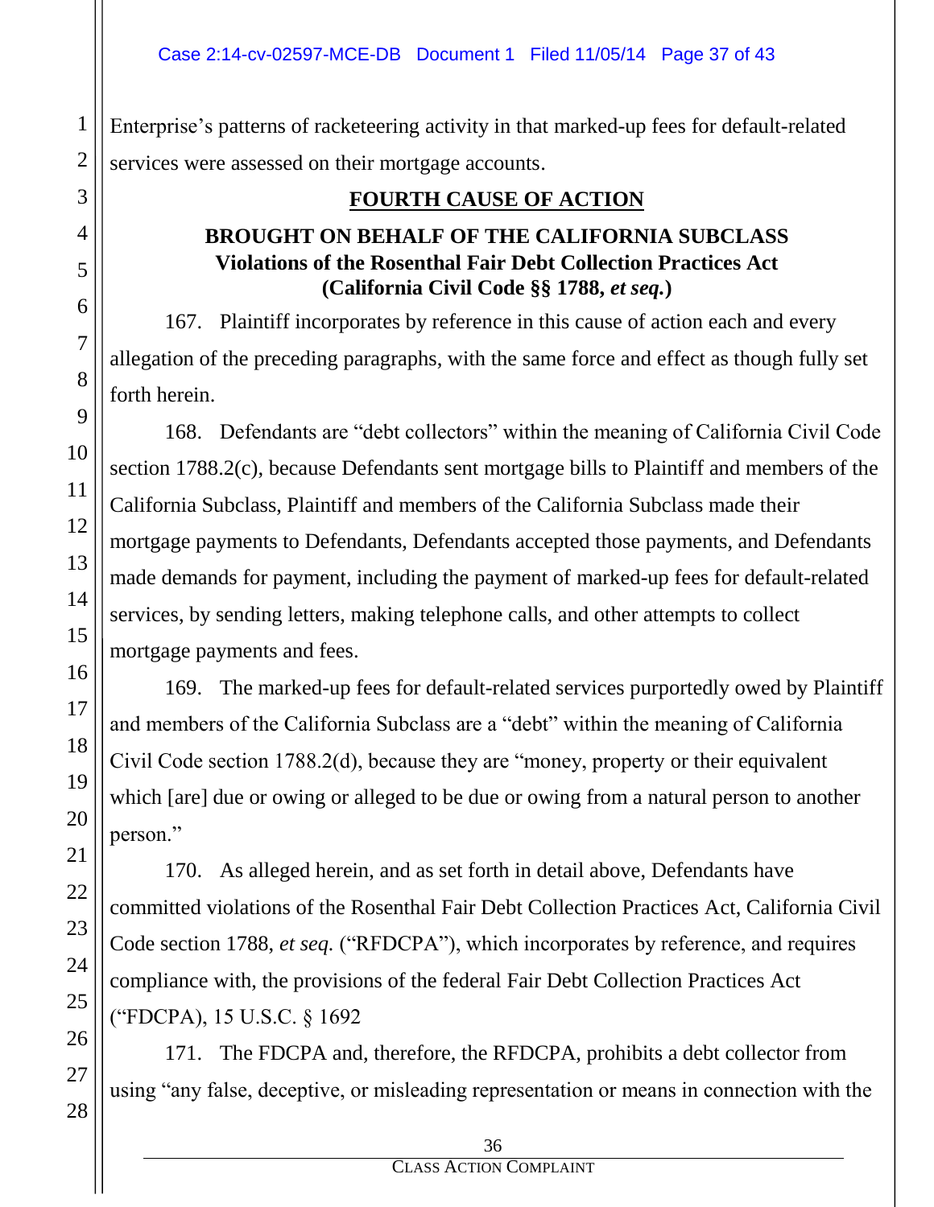Enterprise's patterns of racketeering activity in that marked-up fees for default-related services were assessed on their mortgage accounts.

## FOURTH CAUSE OF ACTION

### BROUGHT ON BEHALF OF THE CALIFORNIA SUBCLASS
### Violations of the Rosenthal Fair Debt Collection Practices Act
### (California Civil Code §§ 1788, *et seq.*)

167. Plaintiff incorporates by reference in this cause of action each and every allegation of the preceding paragraphs, with the same force and effect as though fully set forth herein.

168. Defendants are "debt collectors" within the meaning of California Civil Code section 1788.2(c), because Defendants sent mortgage bills to Plaintiff and members of the California Subclass, Plaintiff and members of the California Subclass made their mortgage payments to Defendants, Defendants accepted those payments, and Defendants made demands for payment, including the payment of marked-up fees for default-related services, by sending letters, making telephone calls, and other attempts to collect mortgage payments and fees.

169. The marked-up fees for default-related services purportedly owed by Plaintiff and members of the California Subclass are a "debt" within the meaning of California Civil Code section 1788.2(d), because they are "money, property or their equivalent which [are] due or owing or alleged to be due or owing from a natural person to another person."

170. As alleged herein, and as set forth in detail above, Defendants have committed violations of the Rosenthal Fair Debt Collection Practices Act, California Civil Code section 1788, *et seq.* ("RFDCPA"), which incorporates by reference, and requires compliance with, the provisions of the federal Fair Debt Collection Practices Act ("FDCPA), 15 U.S.C. § 1692

171. The FDCPA and, therefore, the RFDCPA, prohibits a debt collector from using "any false, deceptive, or misleading representation or means in connection with the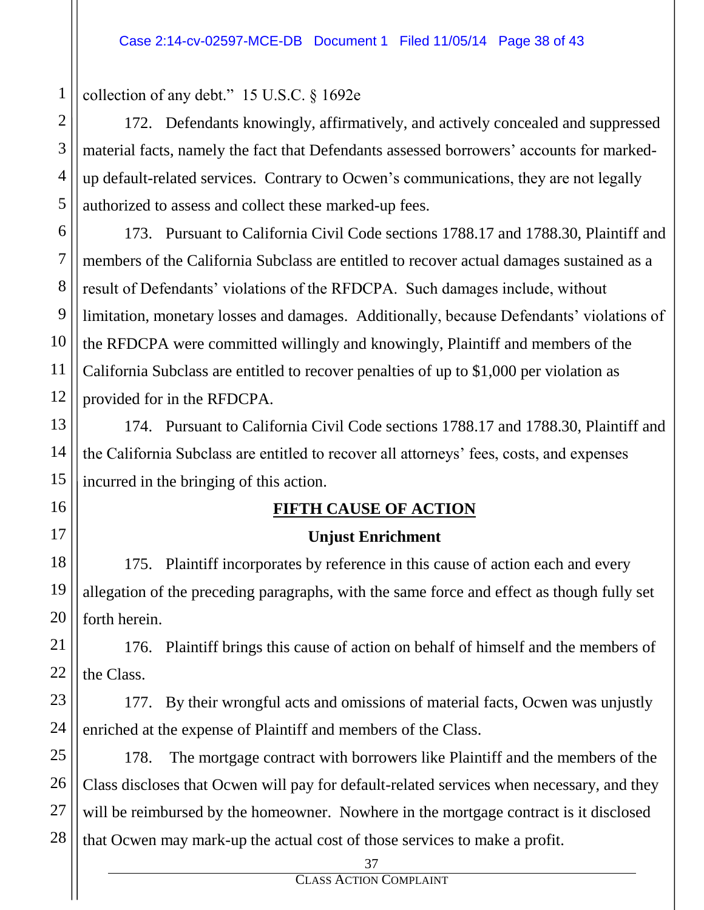collection of any debt." 15 U.S.C. § 1692e

172. Defendants knowingly, affirmatively, and actively concealed and suppressed material facts, namely the fact that Defendants assessed borrowers' accounts for marked-up default-related services. Contrary to Ocwen's communications, they are not legally authorized to assess and collect these marked-up fees.

173. Pursuant to California Civil Code sections 1788.17 and 1788.30, Plaintiff and members of the California Subclass are entitled to recover actual damages sustained as a result of Defendants' violations of the RFDCPA. Such damages include, without limitation, monetary losses and damages. Additionally, because Defendants' violations of the RFDCPA were committed willingly and knowingly, Plaintiff and members of the California Subclass are entitled to recover penalties of up to $1,000 per violation as provided for in the RFDCPA.

174. Pursuant to California Civil Code sections 1788.17 and 1788.30, Plaintiff and the California Subclass are entitled to recover all attorneys' fees, costs, and expenses incurred in the bringing of this action.

## FIFTH CAUSE OF ACTION

### Unjust Enrichment

175. Plaintiff incorporates by reference in this cause of action each and every allegation of the preceding paragraphs, with the same force and effect as though fully set forth herein.

176. Plaintiff brings this cause of action on behalf of himself and the members of the Class.

177. By their wrongful acts and omissions of material facts, Ocwen was unjustly enriched at the expense of Plaintiff and members of the Class.

178. The mortgage contract with borrowers like Plaintiff and the members of the Class discloses that Ocwen will pay for default-related services when necessary, and they will be reimbursed by the homeowner. Nowhere in the mortgage contract is it disclosed that Ocwen may mark-up the actual cost of those services to make a profit.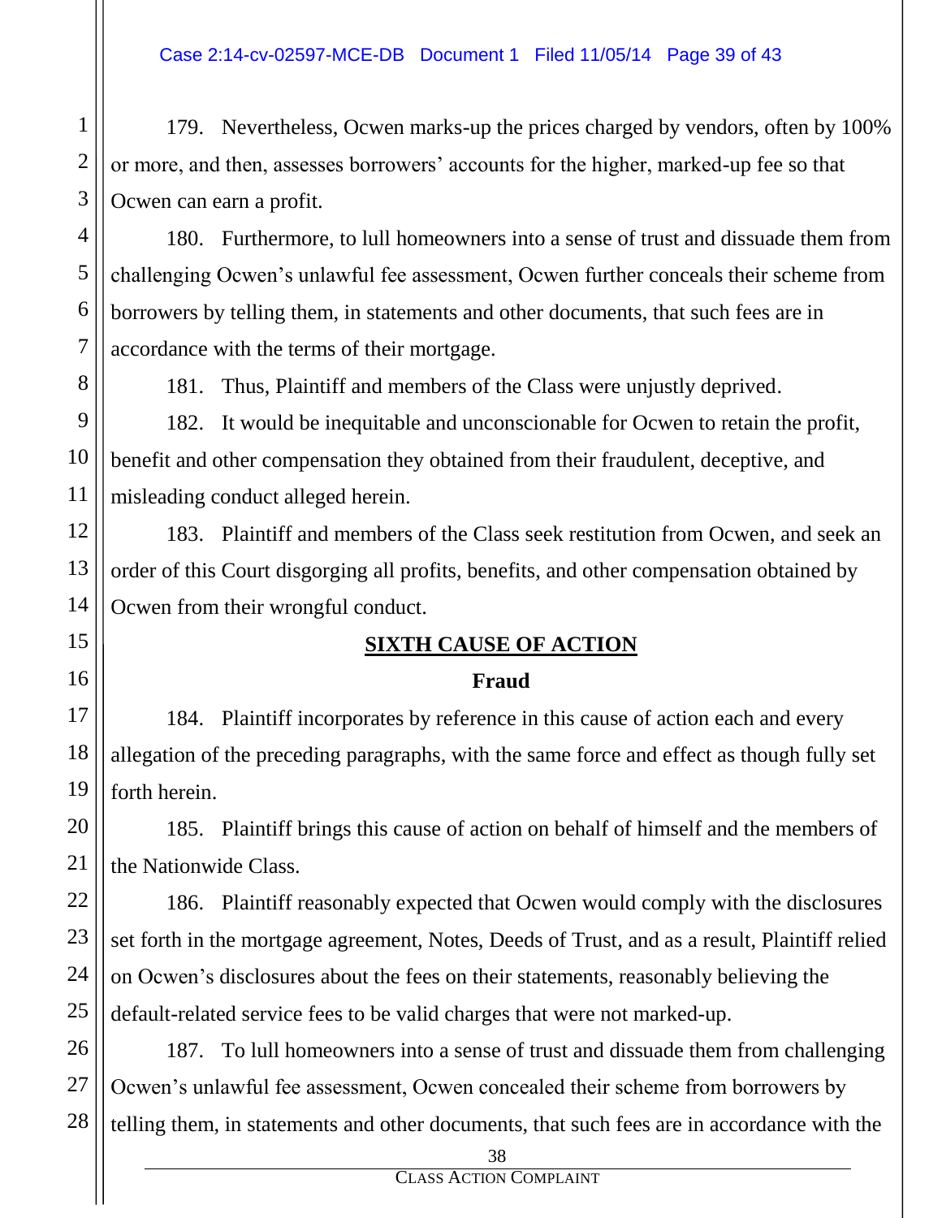179. Nevertheless, Ocwen marks-up the prices charged by vendors, often by 100% or more, and then, assesses borrowers' accounts for the higher, marked-up fee so that Ocwen can earn a profit.

180. Furthermore, to lull homeowners into a sense of trust and dissuade them from challenging Ocwen's unlawful fee assessment, Ocwen further conceals their scheme from borrowers by telling them, in statements and other documents, that such fees are in accordance with the terms of their mortgage.

181. Thus, Plaintiff and members of the Class were unjustly deprived.

182. It would be inequitable and unconscionable for Ocwen to retain the profit, benefit and other compensation they obtained from their fraudulent, deceptive, and misleading conduct alleged herein.

183. Plaintiff and members of the Class seek restitution from Ocwen, and seek an order of this Court disgorging all profits, benefits, and other compensation obtained by Ocwen from their wrongful conduct.

## SIXTH CAUSE OF ACTION

### Fraud

184. Plaintiff incorporates by reference in this cause of action each and every allegation of the preceding paragraphs, with the same force and effect as though fully set forth herein.

185. Plaintiff brings this cause of action on behalf of himself and the members of the Nationwide Class.

186. Plaintiff reasonably expected that Ocwen would comply with the disclosures set forth in the mortgage agreement, Notes, Deeds of Trust, and as a result, Plaintiff relied on Ocwen's disclosures about the fees on their statements, reasonably believing the default-related service fees to be valid charges that were not marked-up.

187. To lull homeowners into a sense of trust and dissuade them from challenging Ocwen's unlawful fee assessment, Ocwen concealed their scheme from borrowers by telling them, in statements and other documents, that such fees are in accordance with the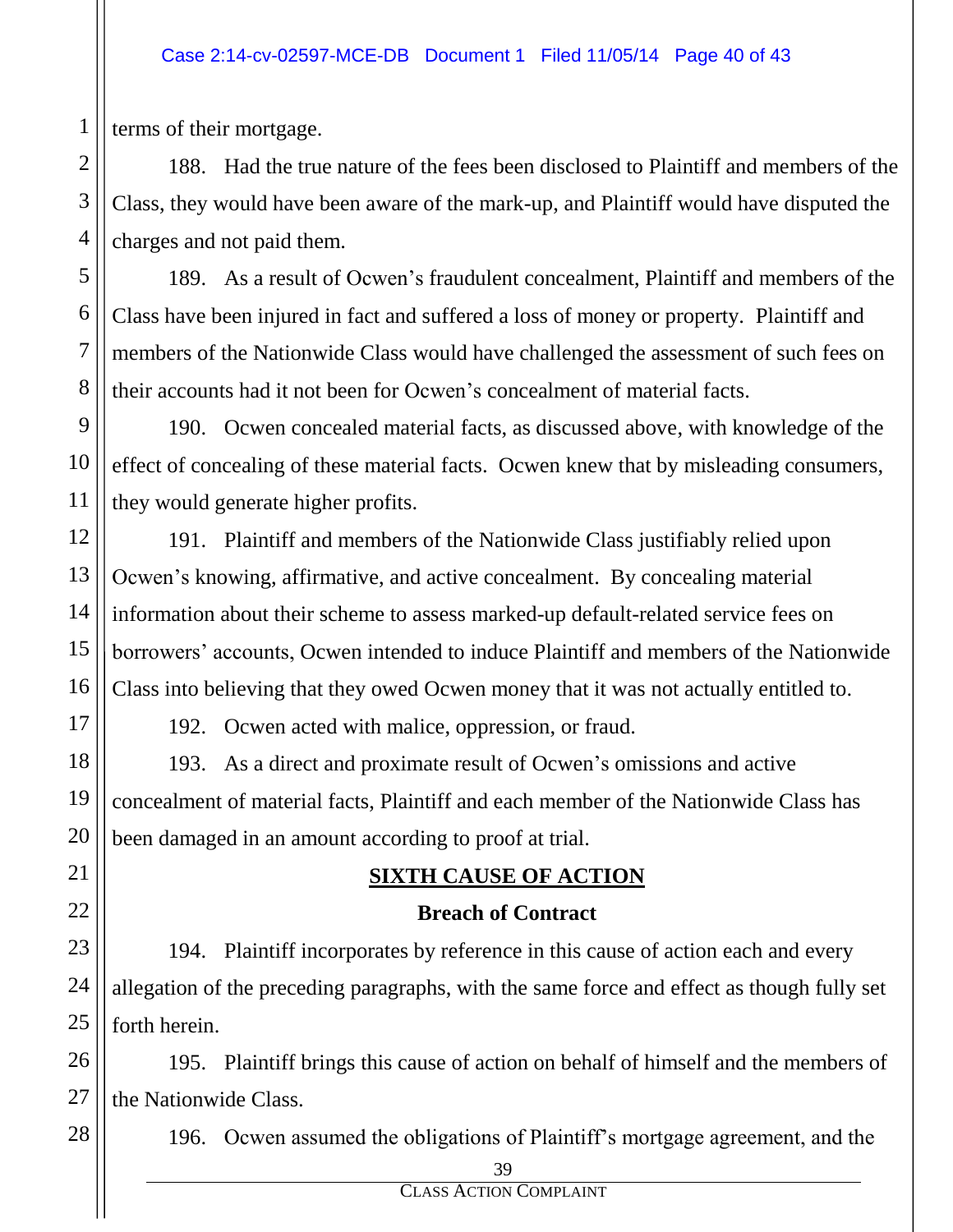terms of their mortgage.

188. Had the true nature of the fees been disclosed to Plaintiff and members of the Class, they would have been aware of the mark-up, and Plaintiff would have disputed the charges and not paid them.

189. As a result of Ocwen's fraudulent concealment, Plaintiff and members of the Class have been injured in fact and suffered a loss of money or property. Plaintiff and members of the Nationwide Class would have challenged the assessment of such fees on their accounts had it not been for Ocwen's concealment of material facts.

190. Ocwen concealed material facts, as discussed above, with knowledge of the effect of concealing of these material facts. Ocwen knew that by misleading consumers, they would generate higher profits.

191. Plaintiff and members of the Nationwide Class justifiably relied upon Ocwen's knowing, affirmative, and active concealment. By concealing material information about their scheme to assess marked-up default-related service fees on borrowers' accounts, Ocwen intended to induce Plaintiff and members of the Nationwide Class into believing that they owed Ocwen money that it was not actually entitled to.

192. Ocwen acted with malice, oppression, or fraud.

193. As a direct and proximate result of Ocwen's omissions and active concealment of material facts, Plaintiff and each member of the Nationwide Class has been damaged in an amount according to proof at trial.

## SIXTH CAUSE OF ACTION

### Breach of Contract

194. Plaintiff incorporates by reference in this cause of action each and every allegation of the preceding paragraphs, with the same force and effect as though fully set forth herein.

195. Plaintiff brings this cause of action on behalf of himself and the members of the Nationwide Class.

196. Ocwen assumed the obligations of Plaintiff's mortgage agreement, and the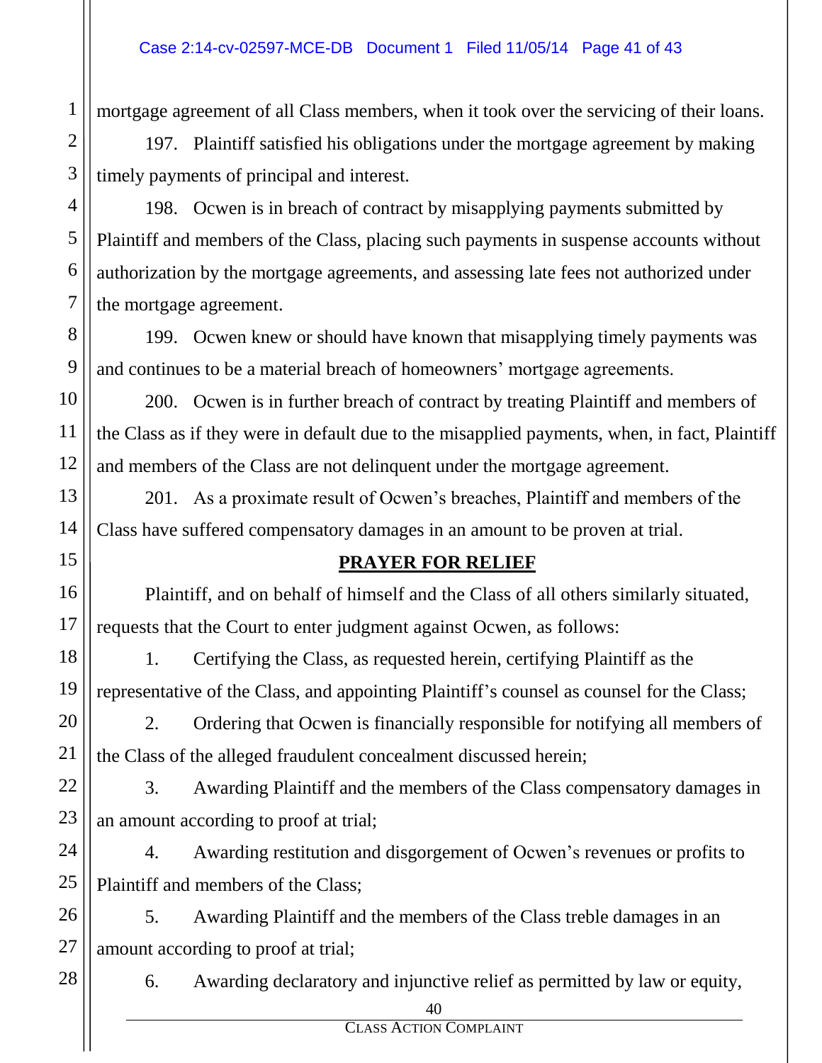mortgage agreement of all Class members, when it took over the servicing of their loans.

197. Plaintiff satisfied his obligations under the mortgage agreement by making timely payments of principal and interest.

198. Ocwen is in breach of contract by misapplying payments submitted by Plaintiff and members of the Class, placing such payments in suspense accounts without authorization by the mortgage agreements, and assessing late fees not authorized under the mortgage agreement.

199. Ocwen knew or should have known that misapplying timely payments was and continues to be a material breach of homeowners' mortgage agreements.

200. Ocwen is in further breach of contract by treating Plaintiff and members of the Class as if they were in default due to the misapplied payments, when, in fact, Plaintiff and members of the Class are not delinquent under the mortgage agreement.

201. As a proximate result of Ocwen's breaches, Plaintiff and members of the Class have suffered compensatory damages in an amount to be proven at trial.

**PRAYER FOR RELIEF**

Plaintiff, and on behalf of himself and the Class of all others similarly situated, requests that the Court to enter judgment against Ocwen, as follows:

1. Certifying the Class, as requested herein, certifying Plaintiff as the representative of the Class, and appointing Plaintiff's counsel as counsel for the Class;

2. Ordering that Ocwen is financially responsible for notifying all members of the Class of the alleged fraudulent concealment discussed herein;

3. Awarding Plaintiff and the members of the Class compensatory damages in an amount according to proof at trial;

4. Awarding restitution and disgorgement of Ocwen's revenues or profits to Plaintiff and members of the Class;

5. Awarding Plaintiff and the members of the Class treble damages in an amount according to proof at trial;

6. Awarding declaratory and injunctive relief as permitted by law or equity,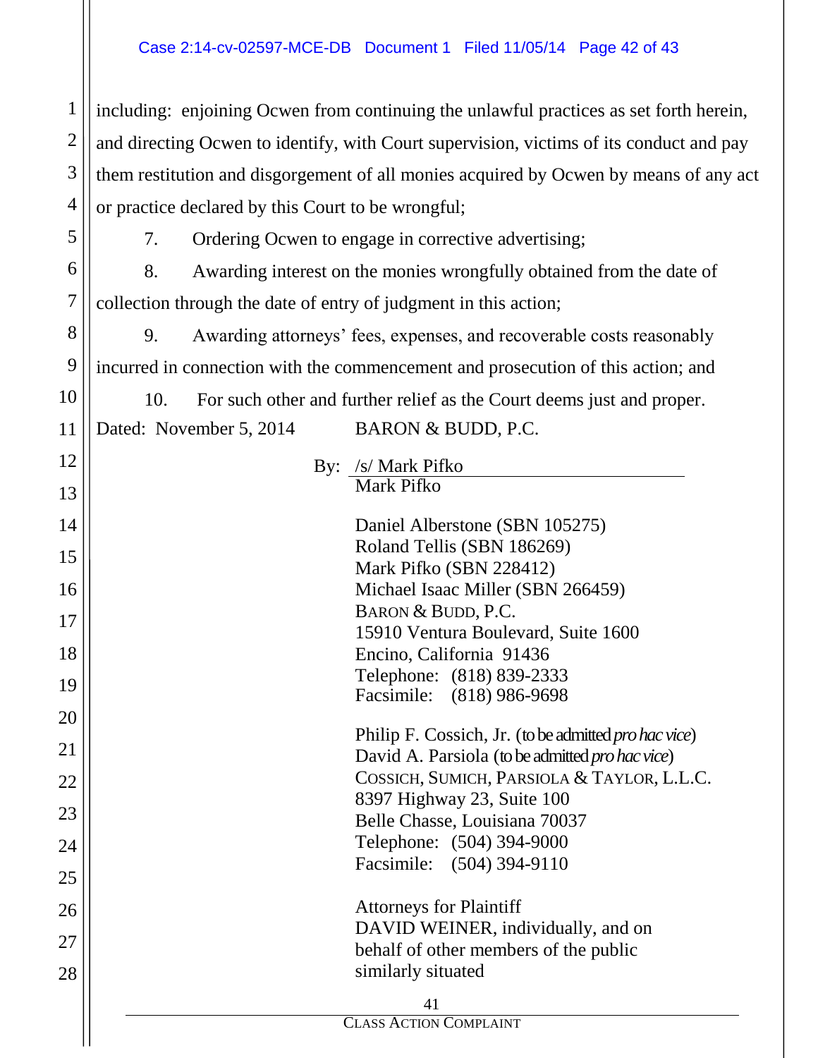including: enjoining Ocwen from continuing the unlawful practices as set forth herein, and directing Ocwen to identify, with Court supervision, victims of its conduct and pay them restitution and disgorgement of all monies acquired by Ocwen by means of any act or practice declared by this Court to be wrongful;

7. Ordering Ocwen to engage in corrective advertising;

8. Awarding interest on the monies wrongfully obtained from the date of collection through the date of entry of judgment in this action;

9. Awarding attorneys' fees, expenses, and recoverable costs reasonably incurred in connection with the commencement and prosecution of this action; and

10. For such other and further relief as the Court deems just and proper.

Dated: November 5, 2014 BARON & BUDD, P.C.

By: /s/ Mark Pifko
Mark Pifko

Daniel Alberstone (SBN 105275)
Roland Tellis (SBN 186269)
Mark Pifko (SBN 228412)
Michael Isaac Miller (SBN 266459)
BARON & BUDD, P.C.
15910 Ventura Boulevard, Suite 1600
Encino, California 91436
Telephone: (818) 839-2333
Facsimile: (818) 986-9698

Philip F. Cossich, Jr. (to be admitted *pro hac vice*)
David A. Parsiola (to be admitted *pro hac vice*)
COSSICH, SUMICH, PARSIOLA & TAYLOR, L.L.C.
8397 Highway 23, Suite 100
Belle Chasse, Louisiana 70037
Telephone: (504) 394-9000
Facsimile: (504) 394-9110

Attorneys for Plaintiff
DAVID WEINER, individually, and on behalf of other members of the public similarly situated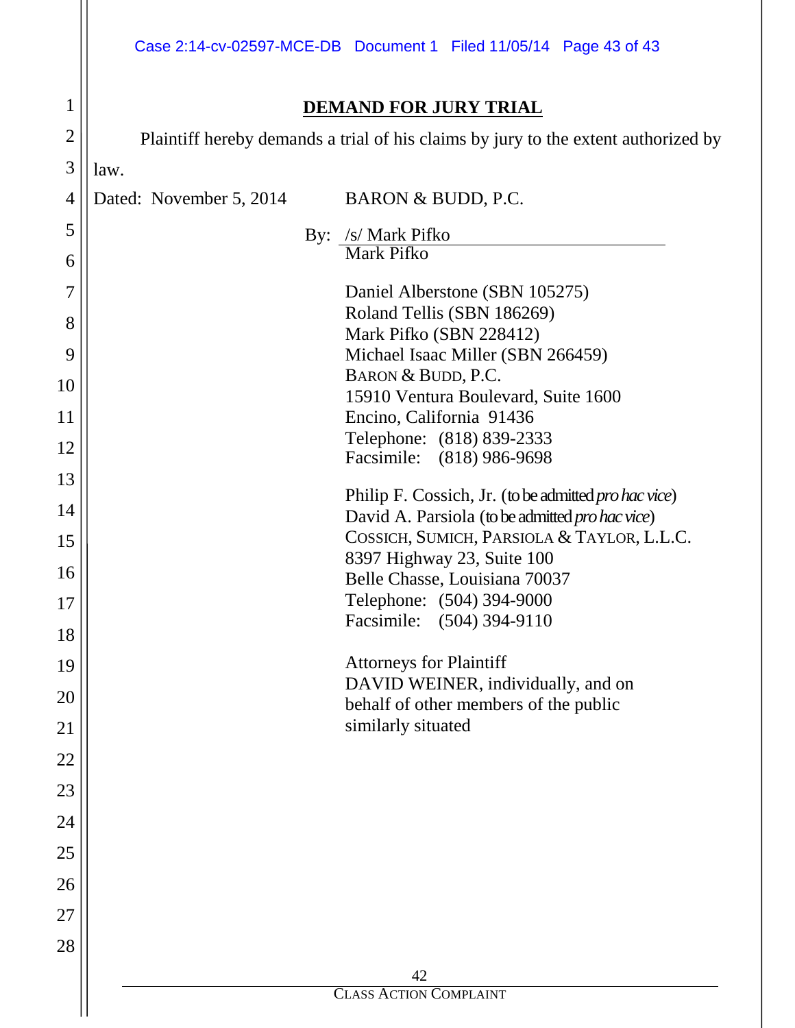## DEMAND FOR JURY TRIAL

Plaintiff hereby demands a trial of his claims by jury to the extent authorized by law.

Dated: November 5, 2014

BARON & BUDD, P.C.

By: /s/ Mark Pifko
Mark Pifko

Daniel Alberstone (SBN 105275)
Roland Tellis (SBN 186269)
Mark Pifko (SBN 228412)
Michael Isaac Miller (SBN 266459)
BARON & BUDD, P.C.
15910 Ventura Boulevard, Suite 1600
Encino, California 91436
Telephone: (818) 839-2333
Facsimile: (818) 986-9698

Philip F. Cossich, Jr. (to be admitted *pro hac vice*)
David A. Parsiola (to be admitted *pro hac vice*)
COSSICH, SUMICH, PARSIOLA & TAYLOR, L.L.C.
8397 Highway 23, Suite 100
Belle Chasse, Louisiana 70037
Telephone: (504) 394-9000
Facsimile: (504) 394-9110

Attorneys for Plaintiff
DAVID WEINER, individually, and on behalf of other members of the public similarly situated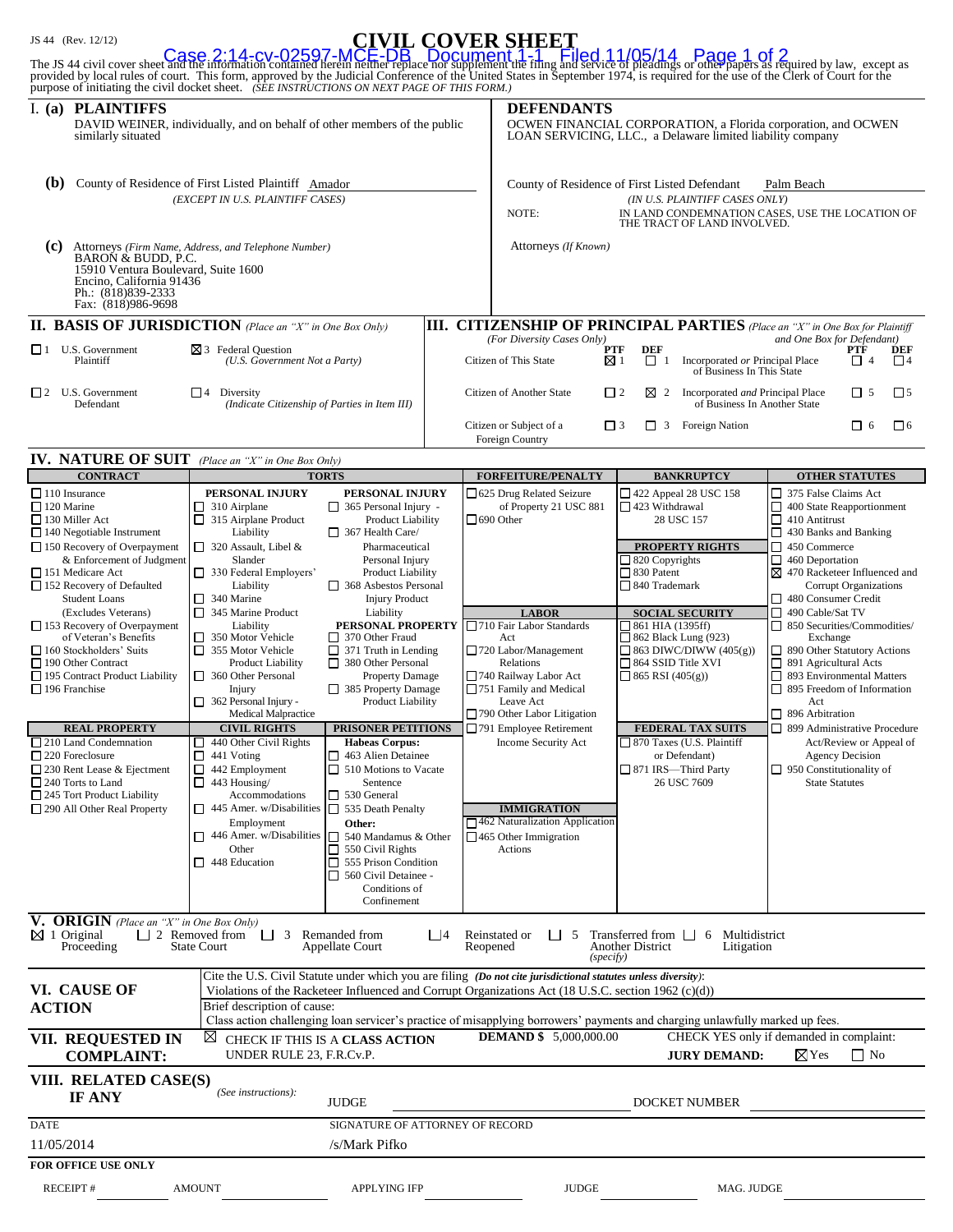JS 44 (Rev. 12/12)

# CIVIL COVER SHEET

The JS 44 civil cover sheet and the information contained herein neither replace nor supplement the filing and service of pleadings or other papers as required by law, except as provided by local rules of court. This form, approved by the Judicial Conference of the United States in September 1974, is required for the use of the Clerk of Court for the purpose of initiating the civil docket sheet. *(SEE INSTRUCTIONS ON NEXT PAGE OF THIS FORM.)*

## I. (a) PLAINTIFFS

DAVID WEINER, individually, and on behalf of other members of the public similarly situated

## DEFENDANTS

OCWEN FINANCIAL CORPORATION, a Florida corporation, and OCWEN LOAN SERVICING, LLC., a Delaware limited liability company

**(b)** County of Residence of First Listed Plaintiff: Amador
*(EXCEPT IN U.S. PLAINTIFF CASES)*

County of Residence of First Listed Defendant: Palm Beach
*(IN U.S. PLAINTIFF CASES ONLY)*

NOTE: IN LAND CONDEMNATION CASES, USE THE LOCATION OF THE TRACT OF LAND INVOLVED.

**(c)** Attorneys *(Firm Name, Address, and Telephone Number)*
BARON & BUDD, P.C.
15910 Ventura Boulevard, Suite 1600
Encino, California 91436
Ph.: (818)839-2333
Fax: (818)986-9698

Attorneys *(If Known)*

## II. BASIS OF JURISDICTION *(Place an "X" in One Box Only)*

- ☐ 1 U.S. Government Plaintiff
- ☒ 3 Federal Question *(U.S. Government Not a Party)*
- ☐ 2 U.S. Government Defendant
- ☐ 4 Diversity *(Indicate Citizenship of Parties in Item III)*

## III. CITIZENSHIP OF PRINCIPAL PARTIES *(Place an "X" in One Box for Plaintiff and One Box for Defendant)* *(For Diversity Cases Only)*

| | PTF | DEF | | PTF | DEF |
|---|---|---|---|---|---|
| Citizen of This State | ☒ 1 | ☐ 1 | Incorporated *or* Principal Place of Business In This State | ☐ 4 | ☐ 4 |
| Citizen of Another State | ☐ 2 | ☒ 2 | Incorporated *and* Principal Place of Business In Another State | ☐ 5 | ☐ 5 |
| Citizen or Subject of a Foreign Country | ☐ 3 | ☐ 3 | Foreign Nation | ☐ 6 | ☐ 6 |

## IV. NATURE OF SUIT *(Place an "X" in One Box Only)*

**CONTRACT**
- ☐ 110 Insurance
- ☐ 120 Marine
- ☐ 130 Miller Act
- ☐ 140 Negotiable Instrument
- ☐ 150 Recovery of Overpayment & Enforcement of Judgment
- ☐ 151 Medicare Act
- ☐ 152 Recovery of Defaulted Student Loans (Excludes Veterans)
- ☐ 153 Recovery of Overpayment of Veteran's Benefits
- ☐ 160 Stockholders' Suits
- ☐ 190 Other Contract
- ☐ 195 Contract Product Liability
- ☐ 196 Franchise

**REAL PROPERTY**
- ☐ 210 Land Condemnation
- ☐ 220 Foreclosure
- ☐ 230 Rent Lease & Ejectment
- ☐ 240 Torts to Land
- ☐ 245 Tort Product Liability
- ☐ 290 All Other Real Property

**TORTS — PERSONAL INJURY**
- ☐ 310 Airplane
- ☐ 315 Airplane Product Liability
- ☐ 320 Assault, Libel & Slander
- ☐ 330 Federal Employers' Liability
- ☐ 340 Marine
- ☐ 345 Marine Product Liability
- ☐ 350 Motor Vehicle
- ☐ 355 Motor Vehicle Product Liability
- ☐ 360 Other Personal Injury
- ☐ 362 Personal Injury - Medical Malpractice

**PERSONAL INJURY**
- ☐ 365 Personal Injury - Product Liability
- ☐ 367 Health Care/ Pharmaceutical Personal Injury Product Liability
- ☐ 368 Asbestos Personal Injury Product Liability

**PERSONAL PROPERTY**
- ☐ 370 Other Fraud
- ☐ 371 Truth in Lending
- ☐ 380 Other Personal Property Damage
- ☐ 385 Property Damage Product Liability

**CIVIL RIGHTS**
- ☐ 440 Other Civil Rights
- ☐ 441 Voting
- ☐ 442 Employment
- ☐ 443 Housing/ Accommodations
- ☐ 445 Amer. w/Disabilities Employment
- ☐ 446 Amer. w/Disabilities Other
- ☐ 448 Education

**PRISONER PETITIONS**
- Habeas Corpus:
- ☐ 463 Alien Detainee
- ☐ 510 Motions to Vacate Sentence
- ☐ 530 General
- ☐ 535 Death Penalty
- Other:
- ☐ 540 Mandamus & Other
- ☐ 550 Civil Rights
- ☐ 555 Prison Condition
- ☐ 560 Civil Detainee - Conditions of Confinement

**FORFEITURE/PENALTY**
- ☐ 625 Drug Related Seizure of Property 21 USC 881
- ☐ 690 Other

**LABOR**
- ☐ 710 Fair Labor Standards Act
- ☐ 720 Labor/Management Relations
- ☐ 740 Railway Labor Act
- ☐ 751 Family and Medical Leave Act
- ☐ 790 Other Labor Litigation
- ☐ 791 Employee Retirement Income Security Act

**IMMIGRATION**
- ☐ 462 Naturalization Application
- ☐ 465 Other Immigration Actions

**BANKRUPTCY**
- ☐ 422 Appeal 28 USC 158
- ☐ 423 Withdrawal 28 USC 157

**PROPERTY RIGHTS**
- ☐ 820 Copyrights
- ☐ 830 Patent
- ☐ 840 Trademark

**SOCIAL SECURITY**
- ☐ 861 HIA (1395ff)
- ☐ 862 Black Lung (923)
- ☐ 863 DIWC/DIWW (405(g))
- ☐ 864 SSID Title XVI
- ☐ 865 RSI (405(g))

**FEDERAL TAX SUITS**
- ☐ 870 Taxes (U.S. Plaintiff or Defendant)
- ☐ 871 IRS—Third Party 26 USC 7609

**OTHER STATUTES**
- ☐ 375 False Claims Act
- ☐ 400 State Reapportionment
- ☐ 410 Antitrust
- ☐ 430 Banks and Banking
- ☐ 450 Commerce
- ☐ 460 Deportation
- ☒ 470 Racketeer Influenced and Corrupt Organizations
- ☐ 480 Consumer Credit
- ☐ 490 Cable/Sat TV
- ☐ 850 Securities/Commodities/ Exchange
- ☐ 890 Other Statutory Actions
- ☐ 891 Agricultural Acts
- ☐ 893 Environmental Matters
- ☐ 895 Freedom of Information Act
- ☐ 896 Arbitration
- ☐ 899 Administrative Procedure Act/Review or Appeal of Agency Decision
- ☐ 950 Constitutionality of State Statutes

## V. ORIGIN *(Place an "X" in One Box Only)*

☒ 1 Original Proceeding ☐ 2 Removed from State Court ☐ 3 Remanded from Appellate Court ☐ 4 Reinstated or Reopened ☐ 5 Transferred from Another District *(specify)* ☐ 6 Multidistrict Litigation

## VI. CAUSE OF ACTION

Cite the U.S. Civil Statute under which you are filing *(Do not cite jurisdictional statutes unless diversity)*:
Violations of the Racketeer Influenced and Corrupt Organizations Act (18 U.S.C. section 1962 (c)(d))

Brief description of cause:
Class action challenging loan servicer's practice of misapplying borrowers' payments and charging unlawfully marked up fees.

## VII. REQUESTED IN COMPLAINT:

☒ CHECK IF THIS IS A **CLASS ACTION** UNDER RULE 23, F.R.Cv.P.

**DEMAND $** 5,000,000.00

CHECK YES only if demanded in complaint:
**JURY DEMAND:** ☒ Yes ☐ No

## VIII. RELATED CASE(S) IF ANY

*(See instructions):* JUDGE ________ DOCKET NUMBER ________

DATE: 11/05/2014

SIGNATURE OF ATTORNEY OF RECORD: /s/Mark Pifko

**FOR OFFICE USE ONLY**

RECEIPT # ____ AMOUNT ____ APPLYING IFP ____ JUDGE ____ MAG. JUDGE ____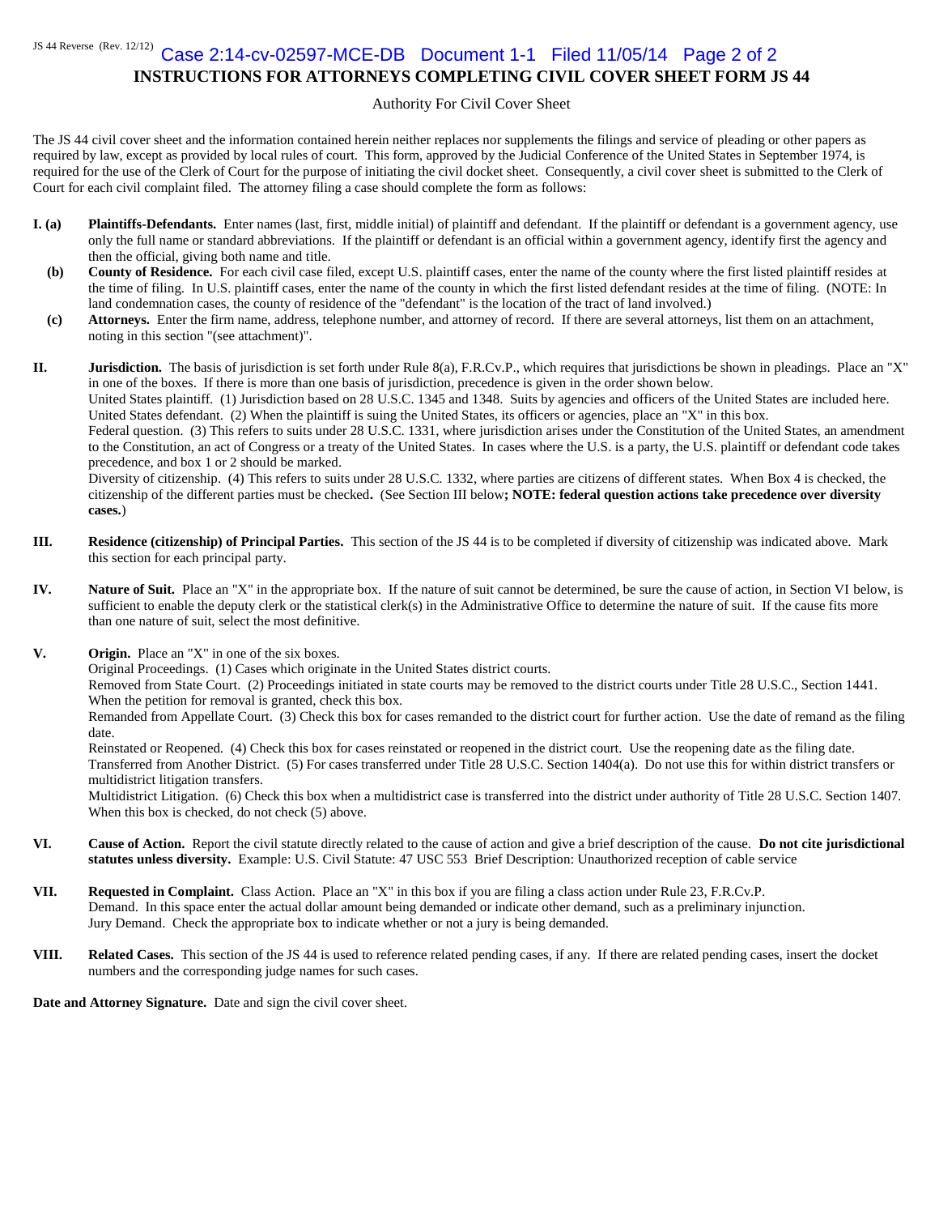# INSTRUCTIONS FOR ATTORNEYS COMPLETING CIVIL COVER SHEET FORM JS 44

Authority For Civil Cover Sheet

The JS 44 civil cover sheet and the information contained herein neither replaces nor supplements the filings and service of pleading or other papers as required by law, except as provided by local rules of court. This form, approved by the Judicial Conference of the United States in September 1974, is required for the use of the Clerk of Court for the purpose of initiating the civil docket sheet. Consequently, a civil cover sheet is submitted to the Clerk of Court for each civil complaint filed. The attorney filing a case should complete the form as follows:

**I. (a)** **Plaintiffs-Defendants.** Enter names (last, first, middle initial) of plaintiff and defendant. If the plaintiff or defendant is a government agency, use only the full name or standard abbreviations. If the plaintiff or defendant is an official within a government agency, identify first the agency and then the official, giving both name and title.

**(b)** **County of Residence.** For each civil case filed, except U.S. plaintiff cases, enter the name of the county where the first listed plaintiff resides at the time of filing. In U.S. plaintiff cases, enter the name of the county in which the first listed defendant resides at the time of filing. (NOTE: In land condemnation cases, the county of residence of the "defendant" is the location of the tract of land involved.)

**(c)** **Attorneys.** Enter the firm name, address, telephone number, and attorney of record. If there are several attorneys, list them on an attachment, noting in this section "(see attachment)".

**II.** **Jurisdiction.** The basis of jurisdiction is set forth under Rule 8(a), F.R.Cv.P., which requires that jurisdictions be shown in pleadings. Place an "X" in one of the boxes. If there is more than one basis of jurisdiction, precedence is given in the order shown below.
United States plaintiff. (1) Jurisdiction based on 28 U.S.C. 1345 and 1348. Suits by agencies and officers of the United States are included here.
United States defendant. (2) When the plaintiff is suing the United States, its officers or agencies, place an "X" in this box.
Federal question. (3) This refers to suits under 28 U.S.C. 1331, where jurisdiction arises under the Constitution of the United States, an amendment to the Constitution, an act of Congress or a treaty of the United States. In cases where the U.S. is a party, the U.S. plaintiff or defendant code takes precedence, and box 1 or 2 should be marked.
Diversity of citizenship. (4) This refers to suits under 28 U.S.C. 1332, where parties are citizens of different states. When Box 4 is checked, the citizenship of the different parties must be checked**.** (See Section III below**; NOTE: federal question actions take precedence over diversity cases.**)

**III.** **Residence (citizenship) of Principal Parties.** This section of the JS 44 is to be completed if diversity of citizenship was indicated above. Mark this section for each principal party.

**IV.** **Nature of Suit.** Place an "X" in the appropriate box. If the nature of suit cannot be determined, be sure the cause of action, in Section VI below, is sufficient to enable the deputy clerk or the statistical clerk(s) in the Administrative Office to determine the nature of suit. If the cause fits more than one nature of suit, select the most definitive.

**V.** **Origin.** Place an "X" in one of the six boxes.
Original Proceedings. (1) Cases which originate in the United States district courts.
Removed from State Court. (2) Proceedings initiated in state courts may be removed to the district courts under Title 28 U.S.C., Section 1441. When the petition for removal is granted, check this box.
Remanded from Appellate Court. (3) Check this box for cases remanded to the district court for further action. Use the date of remand as the filing date.
Reinstated or Reopened. (4) Check this box for cases reinstated or reopened in the district court. Use the reopening date as the filing date.
Transferred from Another District. (5) For cases transferred under Title 28 U.S.C. Section 1404(a). Do not use this for within district transfers or multidistrict litigation transfers.
Multidistrict Litigation. (6) Check this box when a multidistrict case is transferred into the district under authority of Title 28 U.S.C. Section 1407. When this box is checked, do not check (5) above.

**VI.** **Cause of Action.** Report the civil statute directly related to the cause of action and give a brief description of the cause. **Do not cite jurisdictional statutes unless diversity.** Example: U.S. Civil Statute: 47 USC 553 Brief Description: Unauthorized reception of cable service

**VII.** **Requested in Complaint.** Class Action. Place an "X" in this box if you are filing a class action under Rule 23, F.R.Cv.P.
Demand. In this space enter the actual dollar amount being demanded or indicate other demand, such as a preliminary injunction.
Jury Demand. Check the appropriate box to indicate whether or not a jury is being demanded.

**VIII.** **Related Cases.** This section of the JS 44 is used to reference related pending cases, if any. If there are related pending cases, insert the docket numbers and the corresponding judge names for such cases.

**Date and Attorney Signature.** Date and sign the civil cover sheet.